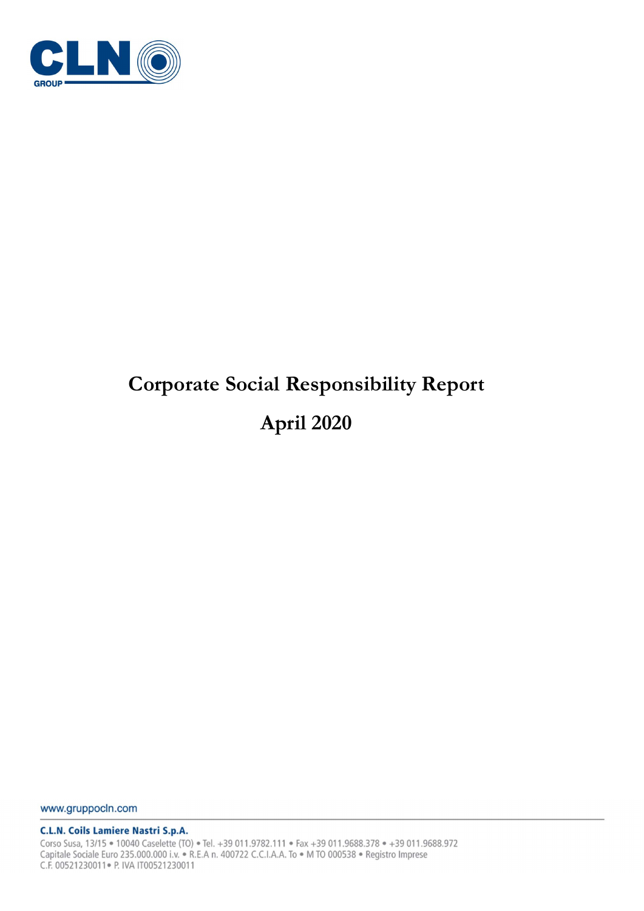# Corporate Social Responsibility Report

# April 2020

www.gruppocln.com

**C.L.N. Coils Lamiere Nastri S.p.A.**

Corso Susa, 13/15 • 10040 Caselette (TO) • Tel. +39 011.9782.111 • Fax +39 011.9688.378 • +39 011.9688.972
Capitale Sociale Euro 235.000.000 i.v. • R.E.A n. 400722 C.C.I.A.A. To • M TO 000538 • Registro Imprese
C.F. 00521230011• P. IVA IT00521230011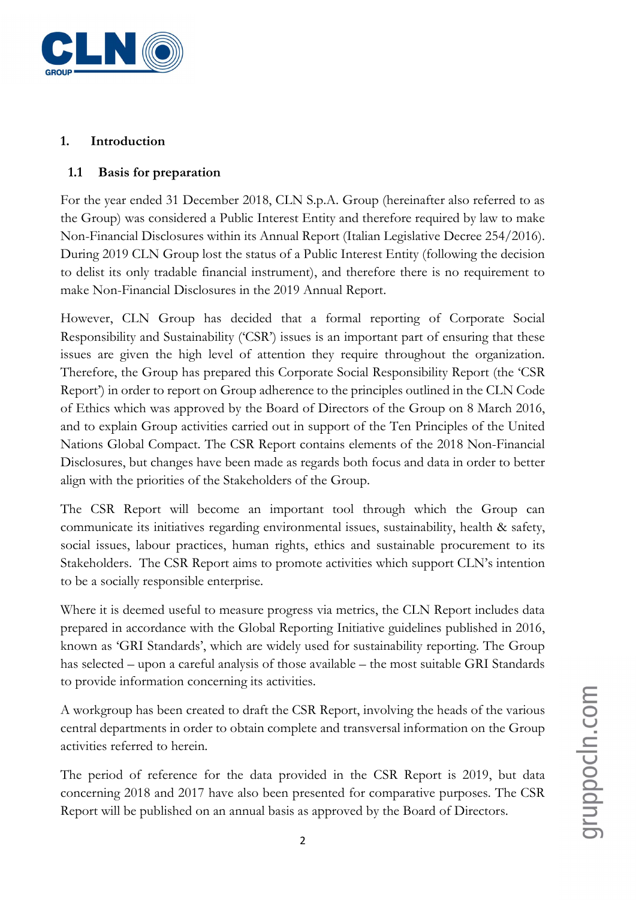# 1. Introduction

## 1.1 Basis for preparation

For the year ended 31 December 2018, CLN S.p.A. Group (hereinafter also referred to as the Group) was considered a Public Interest Entity and therefore required by law to make Non-Financial Disclosures within its Annual Report (Italian Legislative Decree 254/2016). During 2019 CLN Group lost the status of a Public Interest Entity (following the decision to delist its only tradable financial instrument), and therefore there is no requirement to make Non-Financial Disclosures in the 2019 Annual Report.

However, CLN Group has decided that a formal reporting of Corporate Social Responsibility and Sustainability ('CSR') issues is an important part of ensuring that these issues are given the high level of attention they require throughout the organization. Therefore, the Group has prepared this Corporate Social Responsibility Report (the 'CSR Report') in order to report on Group adherence to the principles outlined in the CLN Code of Ethics which was approved by the Board of Directors of the Group on 8 March 2016, and to explain Group activities carried out in support of the Ten Principles of the United Nations Global Compact. The CSR Report contains elements of the 2018 Non-Financial Disclosures, but changes have been made as regards both focus and data in order to better align with the priorities of the Stakeholders of the Group.

The CSR Report will become an important tool through which the Group can communicate its initiatives regarding environmental issues, sustainability, health & safety, social issues, labour practices, human rights, ethics and sustainable procurement to its Stakeholders. The CSR Report aims to promote activities which support CLN's intention to be a socially responsible enterprise.

Where it is deemed useful to measure progress via metrics, the CLN Report includes data prepared in accordance with the Global Reporting Initiative guidelines published in 2016, known as 'GRI Standards', which are widely used for sustainability reporting. The Group has selected – upon a careful analysis of those available – the most suitable GRI Standards to provide information concerning its activities.

A workgroup has been created to draft the CSR Report, involving the heads of the various central departments in order to obtain complete and transversal information on the Group activities referred to herein.

The period of reference for the data provided in the CSR Report is 2019, but data concerning 2018 and 2017 have also been presented for comparative purposes. The CSR Report will be published on an annual basis as approved by the Board of Directors.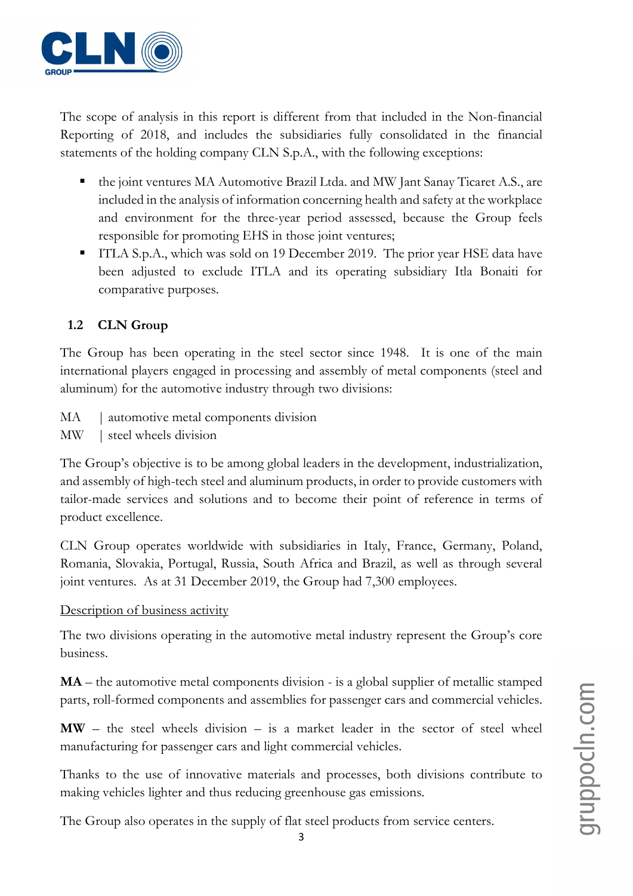The scope of analysis in this report is different from that included in the Non-financial Reporting of 2018, and includes the subsidiaries fully consolidated in the financial statements of the holding company CLN S.p.A., with the following exceptions:

- the joint ventures MA Automotive Brazil Ltda. and MW Jant Sanay Ticaret A.S., are included in the analysis of information concerning health and safety at the workplace and environment for the three-year period assessed, because the Group feels responsible for promoting EHS in those joint ventures;
- ITLA S.p.A., which was sold on 19 December 2019. The prior year HSE data have been adjusted to exclude ITLA and its operating subsidiary Itla Bonaiti for comparative purposes.

## 1.2 CLN Group

The Group has been operating in the steel sector since 1948. It is one of the main international players engaged in processing and assembly of metal components (steel and aluminum) for the automotive industry through two divisions:

MA | automotive metal components division
MW | steel wheels division

The Group's objective is to be among global leaders in the development, industrialization, and assembly of high-tech steel and aluminum products, in order to provide customers with tailor-made services and solutions and to become their point of reference in terms of product excellence.

CLN Group operates worldwide with subsidiaries in Italy, France, Germany, Poland, Romania, Slovakia, Portugal, Russia, South Africa and Brazil, as well as through several joint ventures. As at 31 December 2019, the Group had 7,300 employees.

Description of business activity

The two divisions operating in the automotive metal industry represent the Group's core business.

**MA** – the automotive metal components division - is a global supplier of metallic stamped parts, roll-formed components and assemblies for passenger cars and commercial vehicles.

**MW** – the steel wheels division – is a market leader in the sector of steel wheel manufacturing for passenger cars and light commercial vehicles.

Thanks to the use of innovative materials and processes, both divisions contribute to making vehicles lighter and thus reducing greenhouse gas emissions.

The Group also operates in the supply of flat steel products from service centers.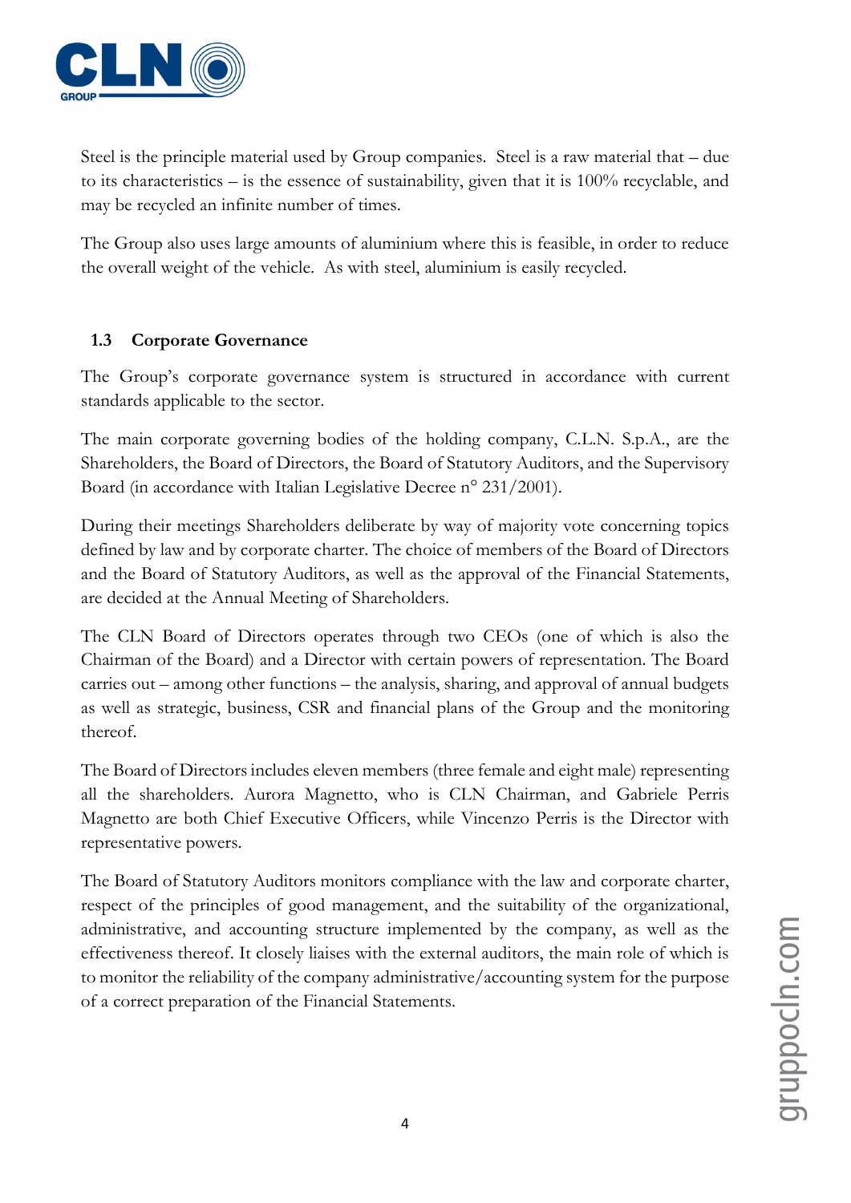Steel is the principle material used by Group companies. Steel is a raw material that – due to its characteristics – is the essence of sustainability, given that it is 100% recyclable, and may be recycled an infinite number of times.

The Group also uses large amounts of aluminium where this is feasible, in order to reduce the overall weight of the vehicle. As with steel, aluminium is easily recycled.

## 1.3 Corporate Governance

The Group's corporate governance system is structured in accordance with current standards applicable to the sector.

The main corporate governing bodies of the holding company, C.L.N. S.p.A., are the Shareholders, the Board of Directors, the Board of Statutory Auditors, and the Supervisory Board (in accordance with Italian Legislative Decree n° 231/2001).

During their meetings Shareholders deliberate by way of majority vote concerning topics defined by law and by corporate charter. The choice of members of the Board of Directors and the Board of Statutory Auditors, as well as the approval of the Financial Statements, are decided at the Annual Meeting of Shareholders.

The CLN Board of Directors operates through two CEOs (one of which is also the Chairman of the Board) and a Director with certain powers of representation. The Board carries out – among other functions – the analysis, sharing, and approval of annual budgets as well as strategic, business, CSR and financial plans of the Group and the monitoring thereof.

The Board of Directors includes eleven members (three female and eight male) representing all the shareholders. Aurora Magnetto, who is CLN Chairman, and Gabriele Perris Magnetto are both Chief Executive Officers, while Vincenzo Perris is the Director with representative powers.

The Board of Statutory Auditors monitors compliance with the law and corporate charter, respect of the principles of good management, and the suitability of the organizational, administrative, and accounting structure implemented by the company, as well as the effectiveness thereof. It closely liaises with the external auditors, the main role of which is to monitor the reliability of the company administrative/accounting system for the purpose of a correct preparation of the Financial Statements.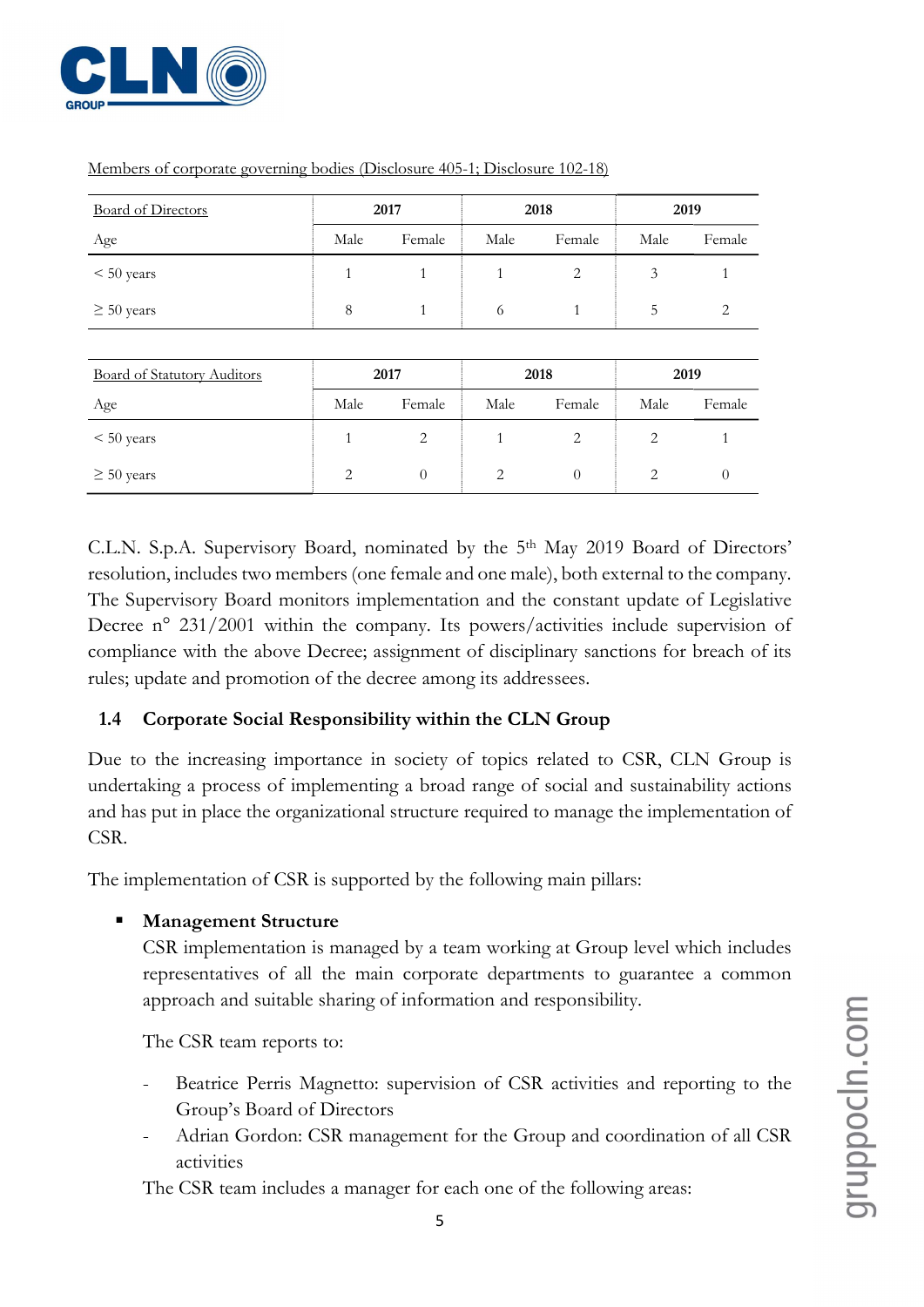Members of corporate governing bodies (Disclosure 405-1; Disclosure 102-18)

| Board of Directors | 2017 | | 2018 | | 2019 | |
|---|---|---|---|---|---|---|
| Age | Male | Female | Male | Female | Male | Female |
| < 50 years | 1 | 1 | 1 | 2 | 3 | 1 |
| ≥ 50 years | 8 | 1 | 6 | 1 | 5 | 2 |

| Board of Statutory Auditors | 2017 | | 2018 | | 2019 | |
|---|---|---|---|---|---|---|
| Age | Male | Female | Male | Female | Male | Female |
| < 50 years | 1 | 2 | 1 | 2 | 2 | 1 |
| ≥ 50 years | 2 | 0 | 2 | 0 | 2 | 0 |

C.L.N. S.p.A. Supervisory Board, nominated by the 5th May 2019 Board of Directors' resolution, includes two members (one female and one male), both external to the company. The Supervisory Board monitors implementation and the constant update of Legislative Decree n° 231/2001 within the company. Its powers/activities include supervision of compliance with the above Decree; assignment of disciplinary sanctions for breach of its rules; update and promotion of the decree among its addressees.

## 1.4 Corporate Social Responsibility within the CLN Group

Due to the increasing importance in society of topics related to CSR, CLN Group is undertaking a process of implementing a broad range of social and sustainability actions and has put in place the organizational structure required to manage the implementation of CSR.

The implementation of CSR is supported by the following main pillars:

- **Management Structure**

  CSR implementation is managed by a team working at Group level which includes representatives of all the main corporate departments to guarantee a common approach and suitable sharing of information and responsibility.

  The CSR team reports to:

  - Beatrice Perris Magnetto: supervision of CSR activities and reporting to the Group's Board of Directors
  - Adrian Gordon: CSR management for the Group and coordination of all CSR activities

  The CSR team includes a manager for each one of the following areas: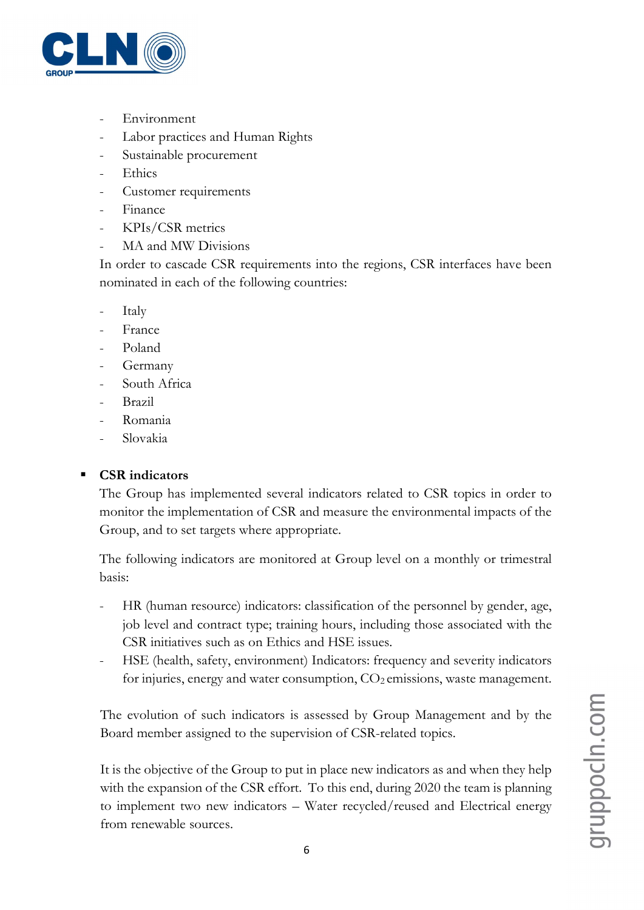- Environment
- Labor practices and Human Rights
- Sustainable procurement
- Ethics
- Customer requirements
- Finance
- KPIs/CSR metrics
- MA and MW Divisions

In order to cascade CSR requirements into the regions, CSR interfaces have been nominated in each of the following countries:

- Italy
- France
- Poland
- Germany
- South Africa
- Brazil
- Romania
- Slovakia

- **CSR indicators**

  The Group has implemented several indicators related to CSR topics in order to monitor the implementation of CSR and measure the environmental impacts of the Group, and to set targets where appropriate.

  The following indicators are monitored at Group level on a monthly or trimestral basis:

  - HR (human resource) indicators: classification of the personnel by gender, age, job level and contract type; training hours, including those associated with the CSR initiatives such as on Ethics and HSE issues.
  - HSE (health, safety, environment) Indicators: frequency and severity indicators for injuries, energy and water consumption, $CO_2$ emissions, waste management.

  The evolution of such indicators is assessed by Group Management and by the Board member assigned to the supervision of CSR-related topics.

  It is the objective of the Group to put in place new indicators as and when they help with the expansion of the CSR effort. To this end, during 2020 the team is planning to implement two new indicators – Water recycled/reused and Electrical energy from renewable sources.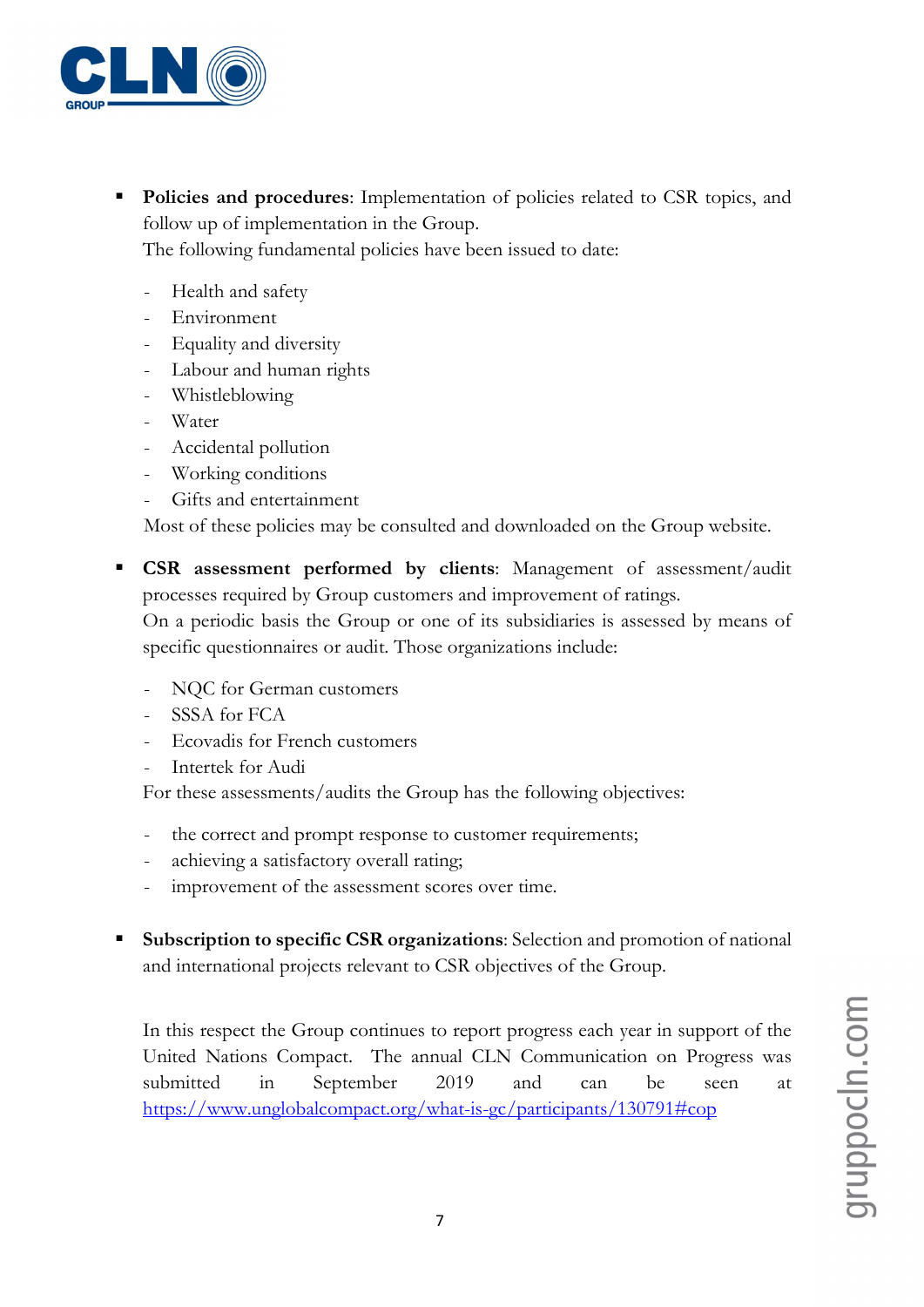- **Policies and procedures**: Implementation of policies related to CSR topics, and follow up of implementation in the Group.
  The following fundamental policies have been issued to date:

  - Health and safety
  - Environment
  - Equality and diversity
  - Labour and human rights
  - Whistleblowing
  - Water
  - Accidental pollution
  - Working conditions
  - Gifts and entertainment

  Most of these policies may be consulted and downloaded on the Group website.

- **CSR assessment performed by clients**: Management of assessment/audit processes required by Group customers and improvement of ratings.
  On a periodic basis the Group or one of its subsidiaries is assessed by means of specific questionnaires or audit. Those organizations include:

  - NQC for German customers
  - SSSA for FCA
  - Ecovadis for French customers
  - Intertek for Audi

  For these assessments/audits the Group has the following objectives:

  - the correct and prompt response to customer requirements;
  - achieving a satisfactory overall rating;
  - improvement of the assessment scores over time.

- **Subscription to specific CSR organizations**: Selection and promotion of national and international projects relevant to CSR objectives of the Group.

  In this respect the Group continues to report progress each year in support of the United Nations Compact. The annual CLN Communication on Progress was submitted in September 2019 and can be seen at https://www.unglobalcompact.org/what-is-gc/participants/130791#cop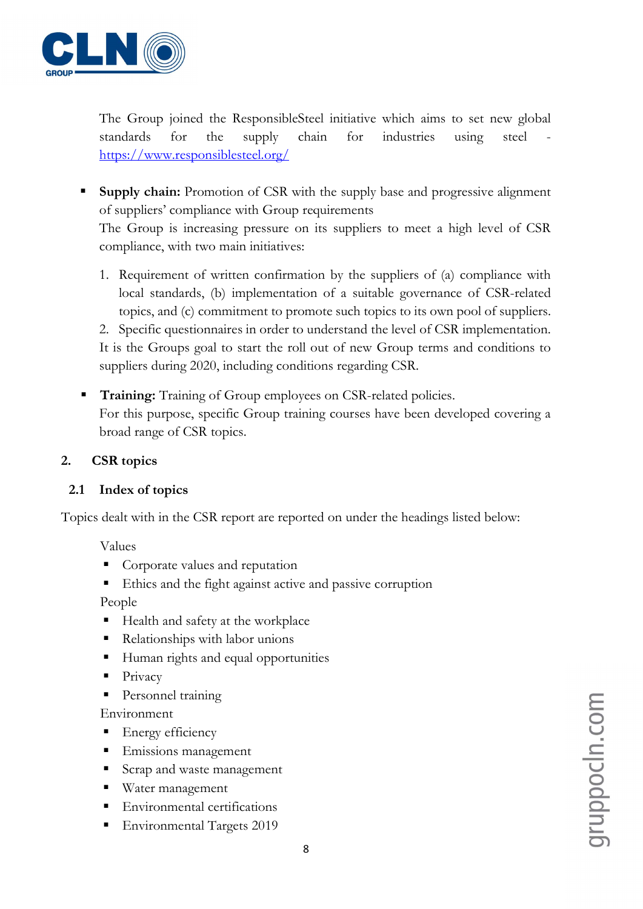The Group joined the ResponsibleSteel initiative which aims to set new global standards for the supply chain for industries using steel - https://www.responsiblesteel.org/

- **Supply chain:** Promotion of CSR with the supply base and progressive alignment of suppliers' compliance with Group requirements
  The Group is increasing pressure on its suppliers to meet a high level of CSR compliance, with two main initiatives:

  1. Requirement of written confirmation by the suppliers of (a) compliance with local standards, (b) implementation of a suitable governance of CSR-related topics, and (c) commitment to promote such topics to its own pool of suppliers.
  2. Specific questionnaires in order to understand the level of CSR implementation.

  It is the Groups goal to start the roll out of new Group terms and conditions to suppliers during 2020, including conditions regarding CSR.

- **Training:** Training of Group employees on CSR-related policies.
  For this purpose, specific Group training courses have been developed covering a broad range of CSR topics.

## 2. CSR topics

### 2.1 Index of topics

Topics dealt with in the CSR report are reported on under the headings listed below:

Values

- Corporate values and reputation
- Ethics and the fight against active and passive corruption

People

- Health and safety at the workplace
- Relationships with labor unions
- Human rights and equal opportunities
- Privacy
- Personnel training

Environment

- Energy efficiency
- Emissions management
- Scrap and waste management
- Water management
- Environmental certifications
- Environmental Targets 2019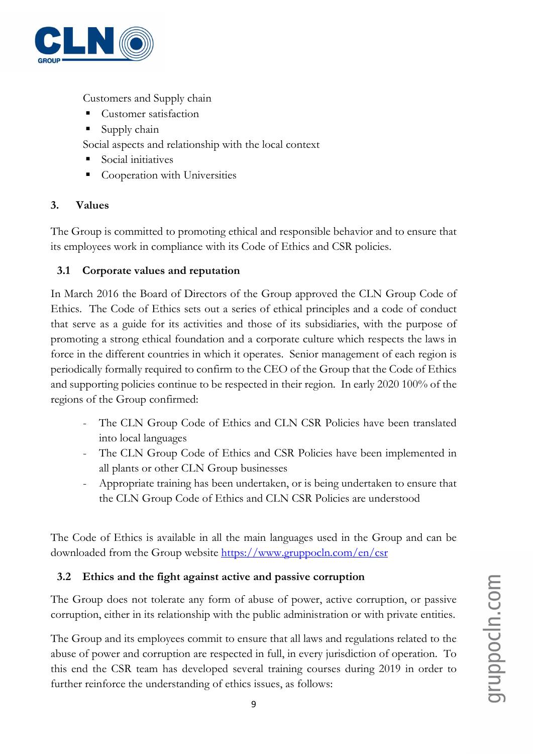Customers and Supply chain

- Customer satisfaction
- Supply chain

Social aspects and relationship with the local context

- Social initiatives
- Cooperation with Universities

## 3. Values

The Group is committed to promoting ethical and responsible behavior and to ensure that its employees work in compliance with its Code of Ethics and CSR policies.

### 3.1 Corporate values and reputation

In March 2016 the Board of Directors of the Group approved the CLN Group Code of Ethics. The Code of Ethics sets out a series of ethical principles and a code of conduct that serve as a guide for its activities and those of its subsidiaries, with the purpose of promoting a strong ethical foundation and a corporate culture which respects the laws in force in the different countries in which it operates. Senior management of each region is periodically formally required to confirm to the CEO of the Group that the Code of Ethics and supporting policies continue to be respected in their region. In early 2020 100% of the regions of the Group confirmed:

- The CLN Group Code of Ethics and CLN CSR Policies have been translated into local languages
- The CLN Group Code of Ethics and CSR Policies have been implemented in all plants or other CLN Group businesses
- Appropriate training has been undertaken, or is being undertaken to ensure that the CLN Group Code of Ethics and CLN CSR Policies are understood

The Code of Ethics is available in all the main languages used in the Group and can be downloaded from the Group website https://www.gruppocln.com/en/csr

### 3.2 Ethics and the fight against active and passive corruption

The Group does not tolerate any form of abuse of power, active corruption, or passive corruption, either in its relationship with the public administration or with private entities.

The Group and its employees commit to ensure that all laws and regulations related to the abuse of power and corruption are respected in full, in every jurisdiction of operation. To this end the CSR team has developed several training courses during 2019 in order to further reinforce the understanding of ethics issues, as follows: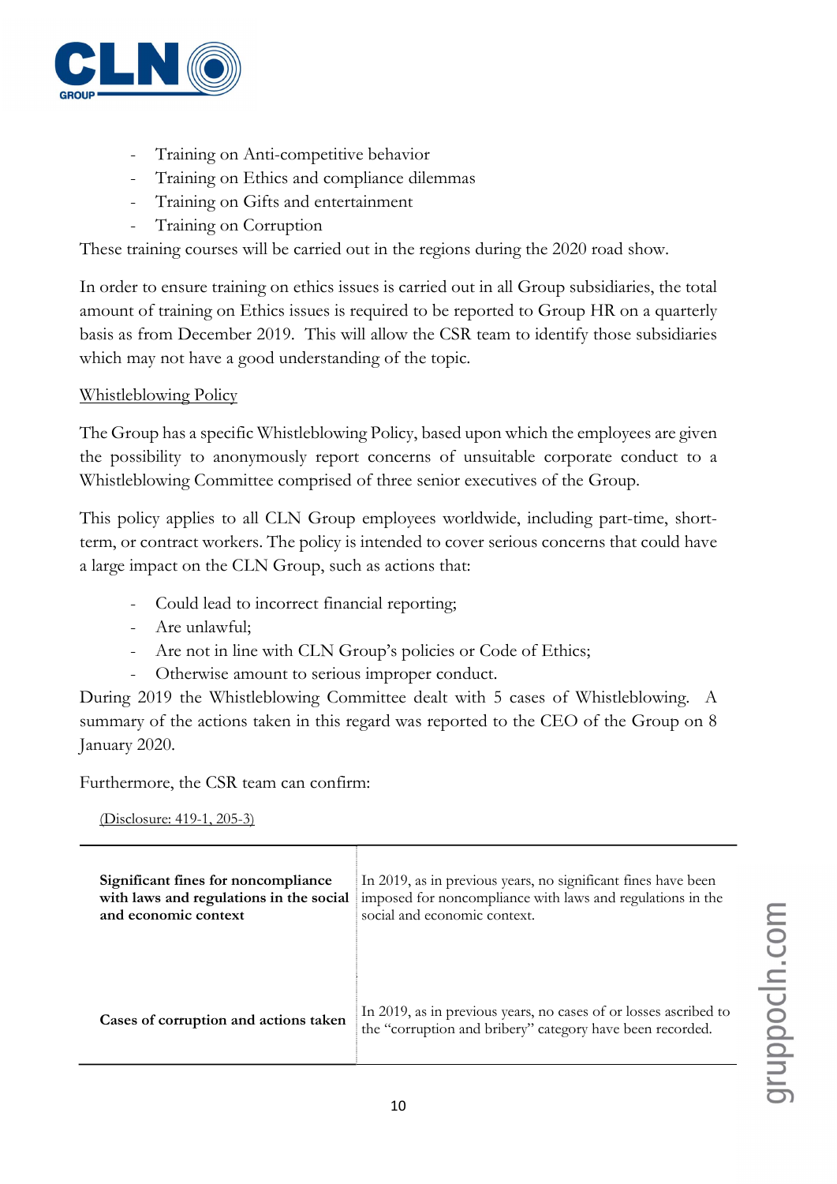- Training on Anti-competitive behavior
- Training on Ethics and compliance dilemmas
- Training on Gifts and entertainment
- Training on Corruption

These training courses will be carried out in the regions during the 2020 road show.

In order to ensure training on ethics issues is carried out in all Group subsidiaries, the total amount of training on Ethics issues is required to be reported to Group HR on a quarterly basis as from December 2019. This will allow the CSR team to identify those subsidiaries which may not have a good understanding of the topic.

Whistleblowing Policy

The Group has a specific Whistleblowing Policy, based upon which the employees are given the possibility to anonymously report concerns of unsuitable corporate conduct to a Whistleblowing Committee comprised of three senior executives of the Group.

This policy applies to all CLN Group employees worldwide, including part-time, short-term, or contract workers. The policy is intended to cover serious concerns that could have a large impact on the CLN Group, such as actions that:

- Could lead to incorrect financial reporting;
- Are unlawful;
- Are not in line with CLN Group's policies or Code of Ethics;
- Otherwise amount to serious improper conduct.

During 2019 the Whistleblowing Committee dealt with 5 cases of Whistleblowing. A summary of the actions taken in this regard was reported to the CEO of the Group on 8 January 2020.

Furthermore, the CSR team can confirm:

(Disclosure: 419-1, 205-3)

| | |
|---|---|
| **Significant fines for noncompliance with laws and regulations in the social and economic context** | In 2019, as in previous years, no significant fines have been imposed for noncompliance with laws and regulations in the social and economic context. |
| **Cases of corruption and actions taken** | In 2019, as in previous years, no cases of or losses ascribed to the "corruption and bribery" category have been recorded. |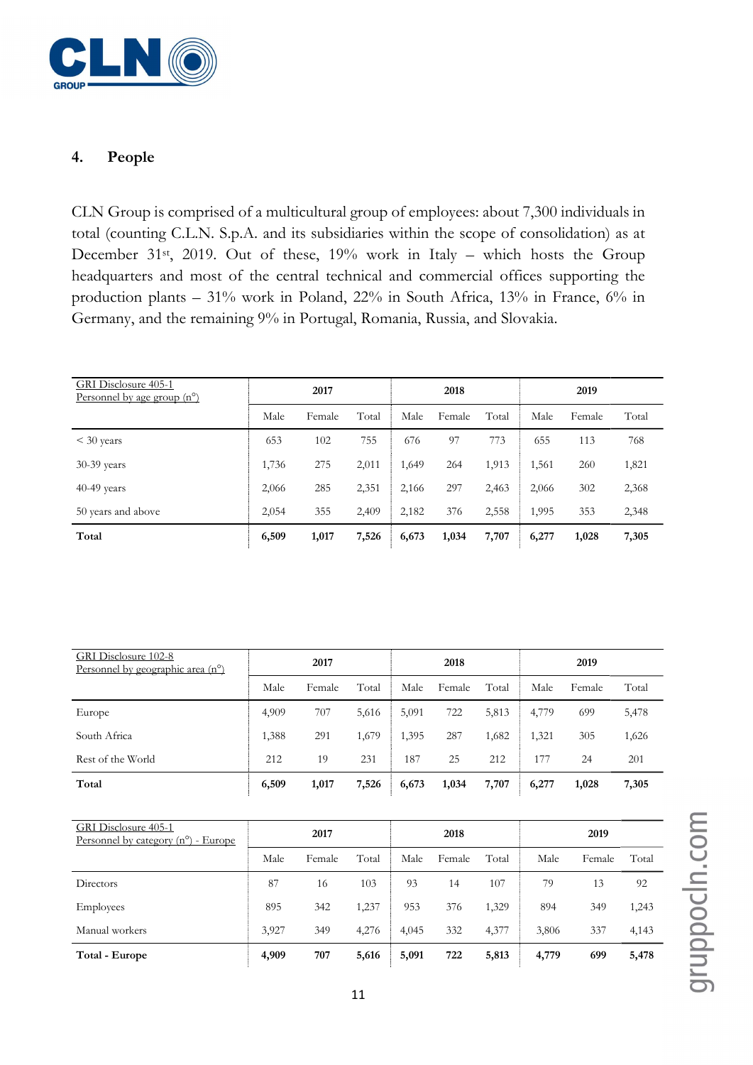## 4. People

CLN Group is comprised of a multicultural group of employees: about 7,300 individuals in total (counting C.L.N. S.p.A. and its subsidiaries within the scope of consolidation) as at December 31st, 2019. Out of these, 19% work in Italy – which hosts the Group headquarters and most of the central technical and commercial offices supporting the production plants – 31% work in Poland, 22% in South Africa, 13% in France, 6% in Germany, and the remaining 9% in Portugal, Romania, Russia, and Slovakia.

| GRI Disclosure 405-1<br>Personnel by age group (n°) | 2017 | | | 2018 | | | 2019 | | |
|---|---|---|---|---|---|---|---|---|---|
| | Male | Female | Total | Male | Female | Total | Male | Female | Total |
| < 30 years | 653 | 102 | 755 | 676 | 97 | 773 | 655 | 113 | 768 |
| 30-39 years | 1,736 | 275 | 2,011 | 1,649 | 264 | 1,913 | 1,561 | 260 | 1,821 |
| 40-49 years | 2,066 | 285 | 2,351 | 2,166 | 297 | 2,463 | 2,066 | 302 | 2,368 |
| 50 years and above | 2,054 | 355 | 2,409 | 2,182 | 376 | 2,558 | 1,995 | 353 | 2,348 |
| **Total** | **6,509** | **1,017** | **7,526** | **6,673** | **1,034** | **7,707** | **6,277** | **1,028** | **7,305** |

| GRI Disclosure 102-8<br>Personnel by geographic area (n°) | 2017 | | | 2018 | | | 2019 | | |
|---|---|---|---|---|---|---|---|---|---|
| | Male | Female | Total | Male | Female | Total | Male | Female | Total |
| Europe | 4,909 | 707 | 5,616 | 5,091 | 722 | 5,813 | 4,779 | 699 | 5,478 |
| South Africa | 1,388 | 291 | 1,679 | 1,395 | 287 | 1,682 | 1,321 | 305 | 1,626 |
| Rest of the World | 212 | 19 | 231 | 187 | 25 | 212 | 177 | 24 | 201 |
| **Total** | **6,509** | **1,017** | **7,526** | **6,673** | **1,034** | **7,707** | **6,277** | **1,028** | **7,305** |

| GRI Disclosure 405-1<br>Personnel by category (n°) - Europe | 2017 | | | 2018 | | | 2019 | | |
|---|---|---|---|---|---|---|---|---|---|
| | Male | Female | Total | Male | Female | Total | Male | Female | Total |
| Directors | 87 | 16 | 103 | 93 | 14 | 107 | 79 | 13 | 92 |
| Employees | 895 | 342 | 1,237 | 953 | 376 | 1,329 | 894 | 349 | 1,243 |
| Manual workers | 3,927 | 349 | 4,276 | 4,045 | 332 | 4,377 | 3,806 | 337 | 4,143 |
| **Total - Europe** | **4,909** | **707** | **5,616** | **5,091** | **722** | **5,813** | **4,779** | **699** | **5,478** |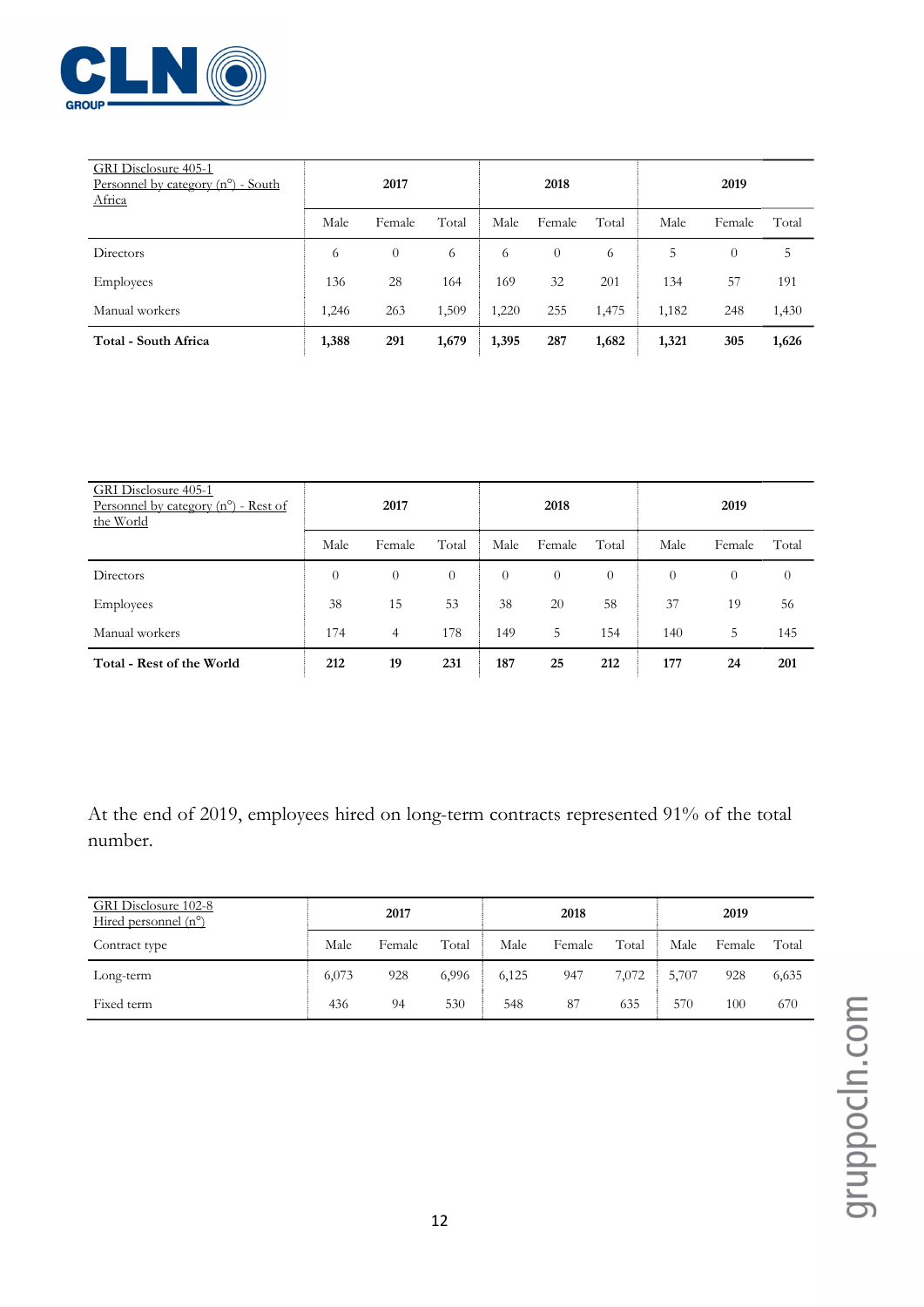| GRI Disclosure 405-1 Personnel by category (n°) - South Africa | 2017 | | | 2018 | | | 2019 | | |
|---|---|---|---|---|---|---|---|---|---|
| | Male | Female | Total | Male | Female | Total | Male | Female | Total |
| Directors | 6 | 0 | 6 | 6 | 0 | 6 | 5 | 0 | 5 |
| Employees | 136 | 28 | 164 | 169 | 32 | 201 | 134 | 57 | 191 |
| Manual workers | 1,246 | 263 | 1,509 | 1,220 | 255 | 1,475 | 1,182 | 248 | 1,430 |
| **Total - South Africa** | **1,388** | **291** | **1,679** | **1,395** | **287** | **1,682** | **1,321** | **305** | **1,626** |

| GRI Disclosure 405-1 Personnel by category (n°) - Rest of the World | 2017 | | | 2018 | | | 2019 | | |
|---|---|---|---|---|---|---|---|---|---|
| | Male | Female | Total | Male | Female | Total | Male | Female | Total |
| Directors | 0 | 0 | 0 | 0 | 0 | 0 | 0 | 0 | 0 |
| Employees | 38 | 15 | 53 | 38 | 20 | 58 | 37 | 19 | 56 |
| Manual workers | 174 | 4 | 178 | 149 | 5 | 154 | 140 | 5 | 145 |
| **Total - Rest of the World** | **212** | **19** | **231** | **187** | **25** | **212** | **177** | **24** | **201** |

At the end of 2019, employees hired on long-term contracts represented 91% of the total number.

| GRI Disclosure 102-8 Hired personnel (n°) | 2017 | | | 2018 | | | 2019 | | |
|---|---|---|---|---|---|---|---|---|---|
| Contract type | Male | Female | Total | Male | Female | Total | Male | Female | Total |
| Long-term | 6,073 | 928 | 6,996 | 6,125 | 947 | 7,072 | 5,707 | 928 | 6,635 |
| Fixed term | 436 | 94 | 530 | 548 | 87 | 635 | 570 | 100 | 670 |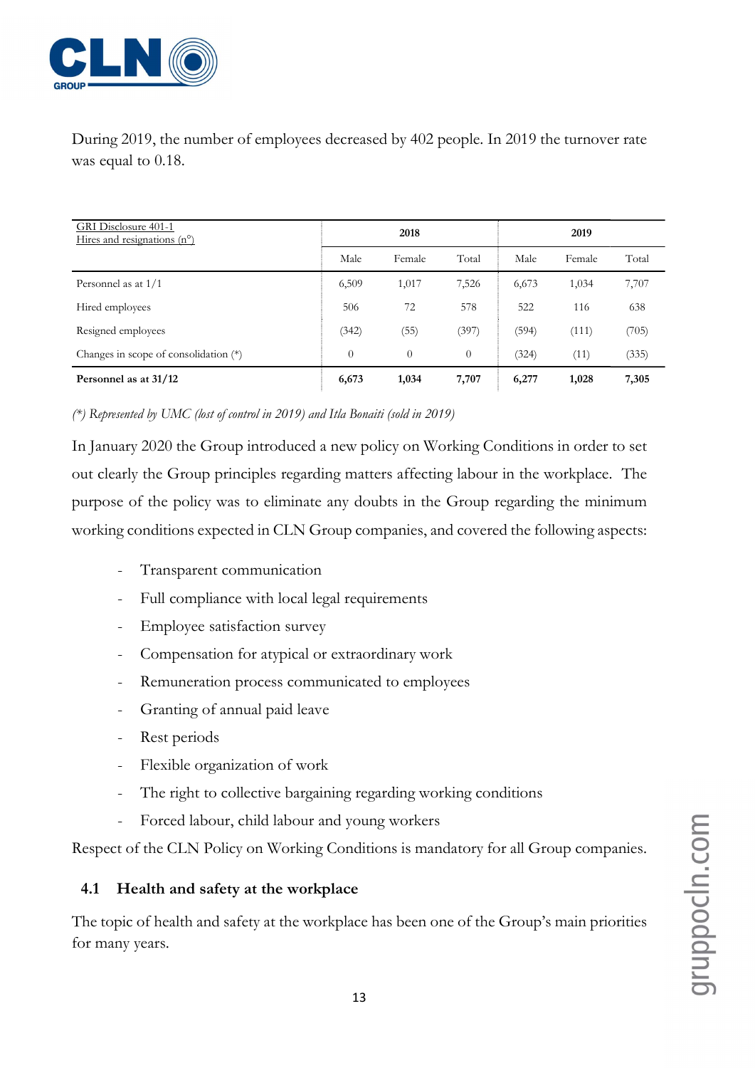During 2019, the number of employees decreased by 402 people. In 2019 the turnover rate was equal to 0.18.

| GRI Disclosure 401-1 Hires and resignations (n°) | 2018 | | | 2019 | | |
|---|---|---|---|---|---|---|
| | Male | Female | Total | Male | Female | Total |
| Personnel as at 1/1 | 6,509 | 1,017 | 7,526 | 6,673 | 1,034 | 7,707 |
| Hired employees | 506 | 72 | 578 | 522 | 116 | 638 |
| Resigned employees | (342) | (55) | (397) | (594) | (111) | (705) |
| Changes in scope of consolidation (*) | 0 | 0 | 0 | (324) | (11) | (335) |
| **Personnel as at 31/12** | **6,673** | **1,034** | **7,707** | **6,277** | **1,028** | **7,305** |

*(*) Represented by UMC (lost of control in 2019) and Itla Bonaiti (sold in 2019)*

In January 2020 the Group introduced a new policy on Working Conditions in order to set out clearly the Group principles regarding matters affecting labour in the workplace. The purpose of the policy was to eliminate any doubts in the Group regarding the minimum working conditions expected in CLN Group companies, and covered the following aspects:

- Transparent communication
- Full compliance with local legal requirements
- Employee satisfaction survey
- Compensation for atypical or extraordinary work
- Remuneration process communicated to employees
- Granting of annual paid leave
- Rest periods
- Flexible organization of work
- The right to collective bargaining regarding working conditions
- Forced labour, child labour and young workers

Respect of the CLN Policy on Working Conditions is mandatory for all Group companies.

## 4.1 Health and safety at the workplace

The topic of health and safety at the workplace has been one of the Group's main priorities for many years.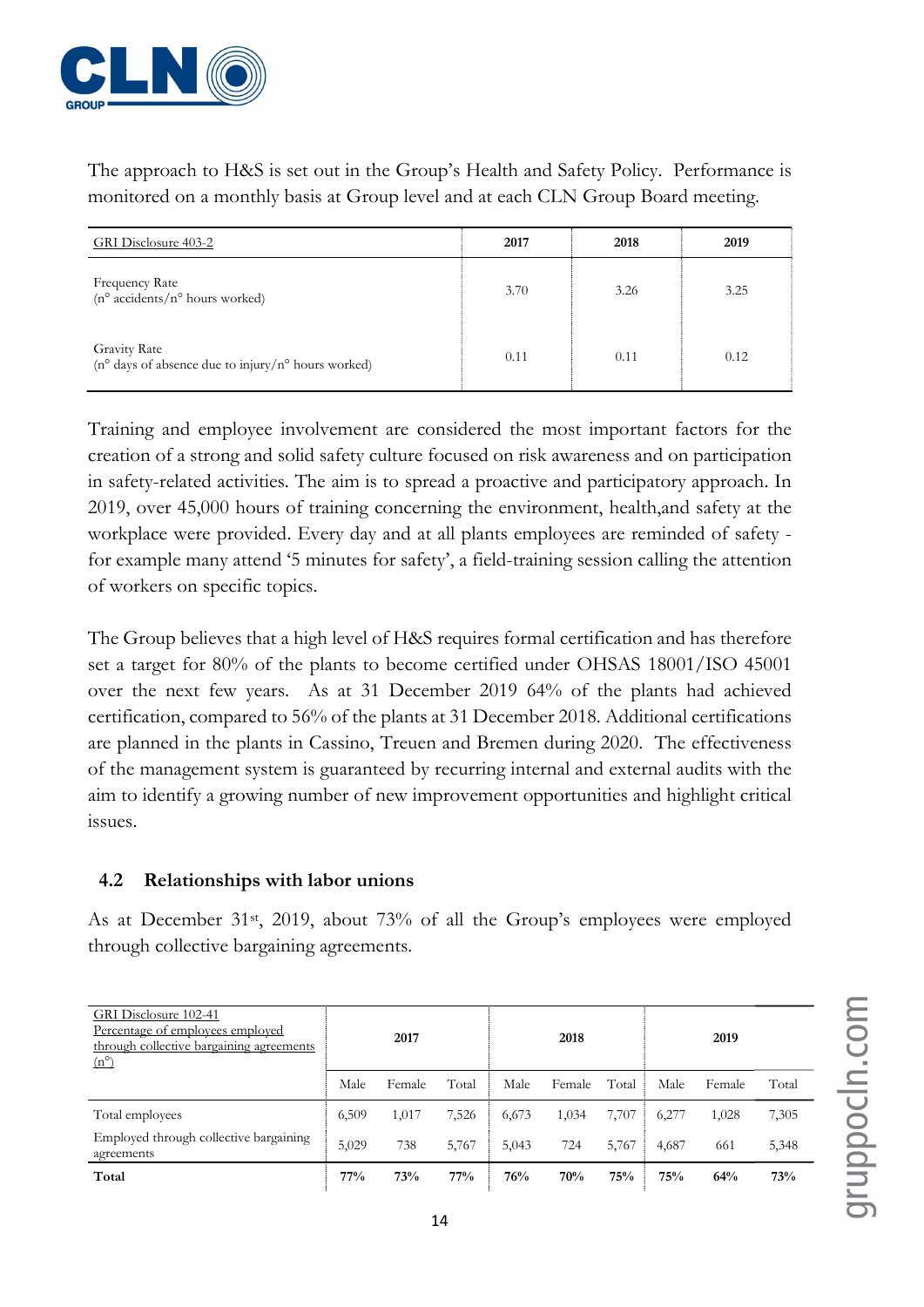The approach to H&S is set out in the Group's Health and Safety Policy. Performance is monitored on a monthly basis at Group level and at each CLN Group Board meeting.

| GRI Disclosure 403-2 | 2017 | 2018 | 2019 |
|---|---|---|---|
| Frequency Rate<br>(n° accidents/n° hours worked) | 3.70 | 3.26 | 3.25 |
| Gravity Rate<br>(n° days of absence due to injury/n° hours worked) | 0.11 | 0.11 | 0.12 |

Training and employee involvement are considered the most important factors for the creation of a strong and solid safety culture focused on risk awareness and on participation in safety-related activities. The aim is to spread a proactive and participatory approach. In 2019, over 45,000 hours of training concerning the environment, health,and safety at the workplace were provided. Every day and at all plants employees are reminded of safety - for example many attend '5 minutes for safety', a field-training session calling the attention of workers on specific topics.

The Group believes that a high level of H&S requires formal certification and has therefore set a target for 80% of the plants to become certified under OHSAS 18001/ISO 45001 over the next few years. As at 31 December 2019 64% of the plants had achieved certification, compared to 56% of the plants at 31 December 2018. Additional certifications are planned in the plants in Cassino, Treuen and Bremen during 2020. The effectiveness of the management system is guaranteed by recurring internal and external audits with the aim to identify a growing number of new improvement opportunities and highlight critical issues.

## 4.2 Relationships with labor unions

As at December 31st, 2019, about 73% of all the Group's employees were employed through collective bargaining agreements.

| GRI Disclosure 102-41<br>Percentage of employees employed through collective bargaining agreements (n°) | 2017 | | | 2018 | | | 2019 | | |
|---|---|---|---|---|---|---|---|---|---|
| | Male | Female | Total | Male | Female | Total | Male | Female | Total |
| Total employees | 6,509 | 1,017 | 7,526 | 6,673 | 1,034 | 7,707 | 6,277 | 1,028 | 7,305 |
| Employed through collective bargaining agreements | 5,029 | 738 | 5,767 | 5,043 | 724 | 5,767 | 4,687 | 661 | 5,348 |
| **Total** | **77%** | **73%** | **77%** | **76%** | **70%** | **75%** | **75%** | **64%** | **73%** |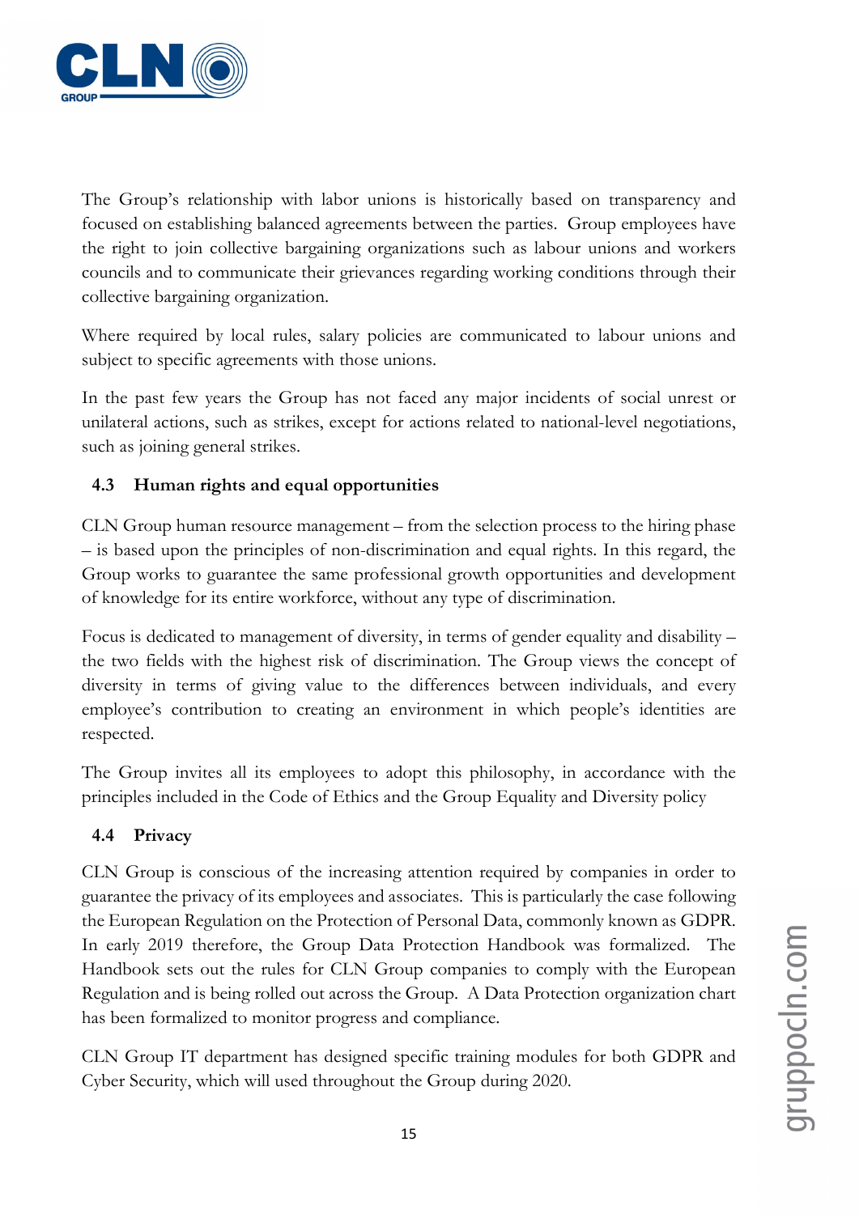The Group's relationship with labor unions is historically based on transparency and focused on establishing balanced agreements between the parties. Group employees have the right to join collective bargaining organizations such as labour unions and workers councils and to communicate their grievances regarding working conditions through their collective bargaining organization.

Where required by local rules, salary policies are communicated to labour unions and subject to specific agreements with those unions.

In the past few years the Group has not faced any major incidents of social unrest or unilateral actions, such as strikes, except for actions related to national-level negotiations, such as joining general strikes.

### 4.3 Human rights and equal opportunities

CLN Group human resource management – from the selection process to the hiring phase – is based upon the principles of non-discrimination and equal rights. In this regard, the Group works to guarantee the same professional growth opportunities and development of knowledge for its entire workforce, without any type of discrimination.

Focus is dedicated to management of diversity, in terms of gender equality and disability – the two fields with the highest risk of discrimination. The Group views the concept of diversity in terms of giving value to the differences between individuals, and every employee's contribution to creating an environment in which people's identities are respected.

The Group invites all its employees to adopt this philosophy, in accordance with the principles included in the Code of Ethics and the Group Equality and Diversity policy

### 4.4 Privacy

CLN Group is conscious of the increasing attention required by companies in order to guarantee the privacy of its employees and associates. This is particularly the case following the European Regulation on the Protection of Personal Data, commonly known as GDPR. In early 2019 therefore, the Group Data Protection Handbook was formalized. The Handbook sets out the rules for CLN Group companies to comply with the European Regulation and is being rolled out across the Group. A Data Protection organization chart has been formalized to monitor progress and compliance.

CLN Group IT department has designed specific training modules for both GDPR and Cyber Security, which will used throughout the Group during 2020.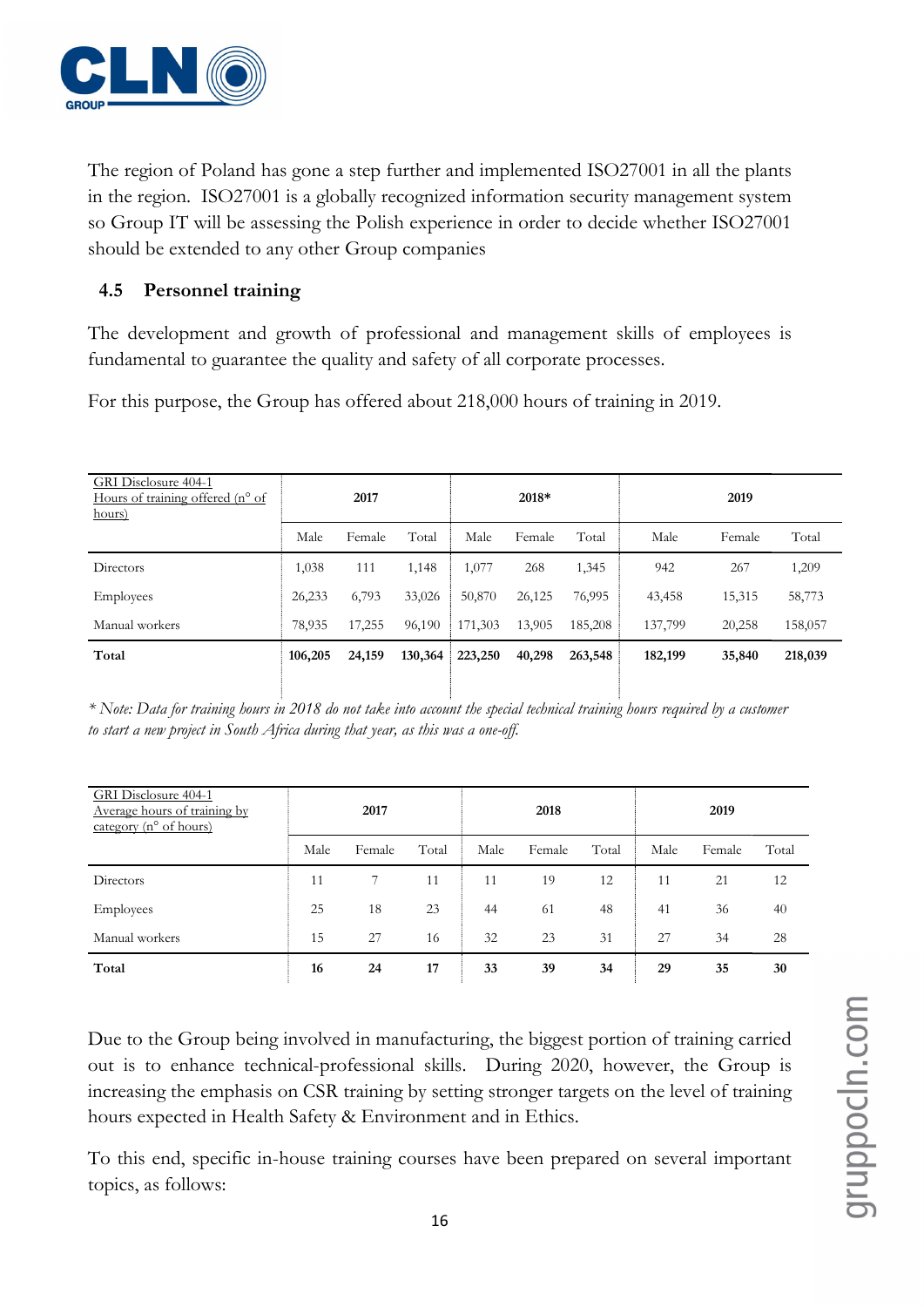The region of Poland has gone a step further and implemented ISO27001 in all the plants in the region. ISO27001 is a globally recognized information security management system so Group IT will be assessing the Polish experience in order to decide whether ISO27001 should be extended to any other Group companies

### 4.5 Personnel training

The development and growth of professional and management skills of employees is fundamental to guarantee the quality and safety of all corporate processes.

For this purpose, the Group has offered about 218,000 hours of training in 2019.

| GRI Disclosure 404-1 Hours of training offered (n° of hours) | 2017 | | | 2018* | | | 2019 | | |
|---|---|---|---|---|---|---|---|---|---|
| | Male | Female | Total | Male | Female | Total | Male | Female | Total |
| Directors | 1,038 | 111 | 1,148 | 1,077 | 268 | 1,345 | 942 | 267 | 1,209 |
| Employees | 26,233 | 6,793 | 33,026 | 50,870 | 26,125 | 76,995 | 43,458 | 15,315 | 58,773 |
| Manual workers | 78,935 | 17,255 | 96,190 | 171,303 | 13,905 | 185,208 | 137,799 | 20,258 | 158,057 |
| **Total** | **106,205** | **24,159** | **130,364** | **223,250** | **40,298** | **263,548** | **182,199** | **35,840** | **218,039** |

*\* Note: Data for training hours in 2018 do not take into account the special technical training hours required by a customer to start a new project in South Africa during that year, as this was a one-off.*

| GRI Disclosure 404-1 Average hours of training by category (n° of hours) | 2017 | | | 2018 | | | 2019 | | |
|---|---|---|---|---|---|---|---|---|---|
| | Male | Female | Total | Male | Female | Total | Male | Female | Total |
| Directors | 11 | 7 | 11 | 11 | 19 | 12 | 11 | 21 | 12 |
| Employees | 25 | 18 | 23 | 44 | 61 | 48 | 41 | 36 | 40 |
| Manual workers | 15 | 27 | 16 | 32 | 23 | 31 | 27 | 34 | 28 |
| **Total** | **16** | **24** | **17** | **33** | **39** | **34** | **29** | **35** | **30** |

Due to the Group being involved in manufacturing, the biggest portion of training carried out is to enhance technical-professional skills. During 2020, however, the Group is increasing the emphasis on CSR training by setting stronger targets on the level of training hours expected in Health Safety & Environment and in Ethics.

To this end, specific in-house training courses have been prepared on several important topics, as follows: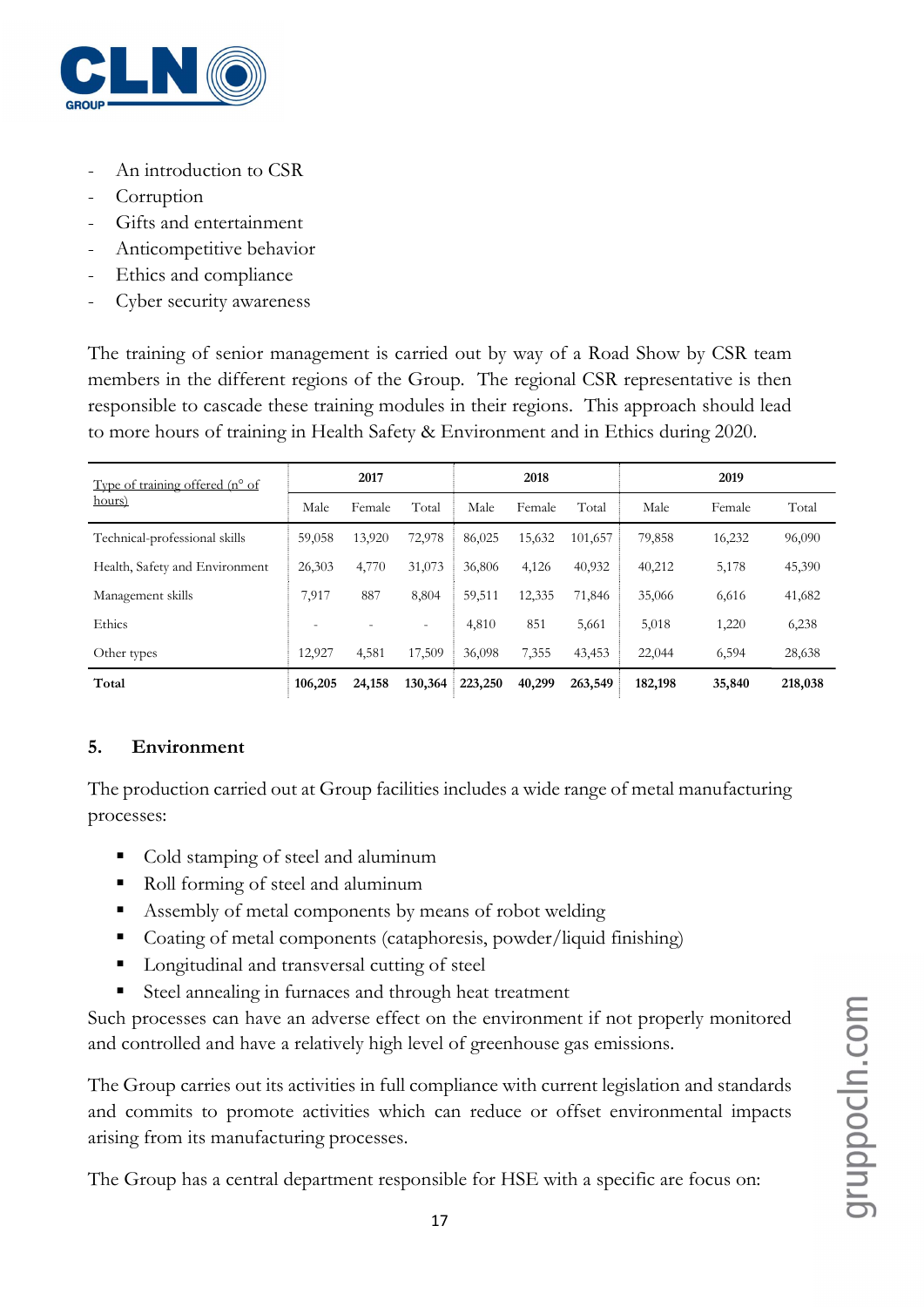- An introduction to CSR
- Corruption
- Gifts and entertainment
- Anticompetitive behavior
- Ethics and compliance
- Cyber security awareness

The training of senior management is carried out by way of a Road Show by CSR team members in the different regions of the Group. The regional CSR representative is then responsible to cascade these training modules in their regions. This approach should lead to more hours of training in Health Safety & Environment and in Ethics during 2020.

| Type of training offered (n° of hours) | 2017 | | | 2018 | | | 2019 | | |
|---|---|---|---|---|---|---|---|---|---|
| | Male | Female | Total | Male | Female | Total | Male | Female | Total |
| Technical-professional skills | 59,058 | 13,920 | 72,978 | 86,025 | 15,632 | 101,657 | 79,858 | 16,232 | 96,090 |
| Health, Safety and Environment | 26,303 | 4,770 | 31,073 | 36,806 | 4,126 | 40,932 | 40,212 | 5,178 | 45,390 |
| Management skills | 7,917 | 887 | 8,804 | 59,511 | 12,335 | 71,846 | 35,066 | 6,616 | 41,682 |
| Ethics | - | - | - | 4,810 | 851 | 5,661 | 5,018 | 1,220 | 6,238 |
| Other types | 12,927 | 4,581 | 17,509 | 36,098 | 7,355 | 43,453 | 22,044 | 6,594 | 28,638 |
| **Total** | **106,205** | **24,158** | **130,364** | **223,250** | **40,299** | **263,549** | **182,198** | **35,840** | **218,038** |

## 5. Environment

The production carried out at Group facilities includes a wide range of metal manufacturing processes:

- Cold stamping of steel and aluminum
- Roll forming of steel and aluminum
- Assembly of metal components by means of robot welding
- Coating of metal components (cataphoresis, powder/liquid finishing)
- Longitudinal and transversal cutting of steel
- Steel annealing in furnaces and through heat treatment

Such processes can have an adverse effect on the environment if not properly monitored and controlled and have a relatively high level of greenhouse gas emissions.

The Group carries out its activities in full compliance with current legislation and standards and commits to promote activities which can reduce or offset environmental impacts arising from its manufacturing processes.

The Group has a central department responsible for HSE with a specific are focus on: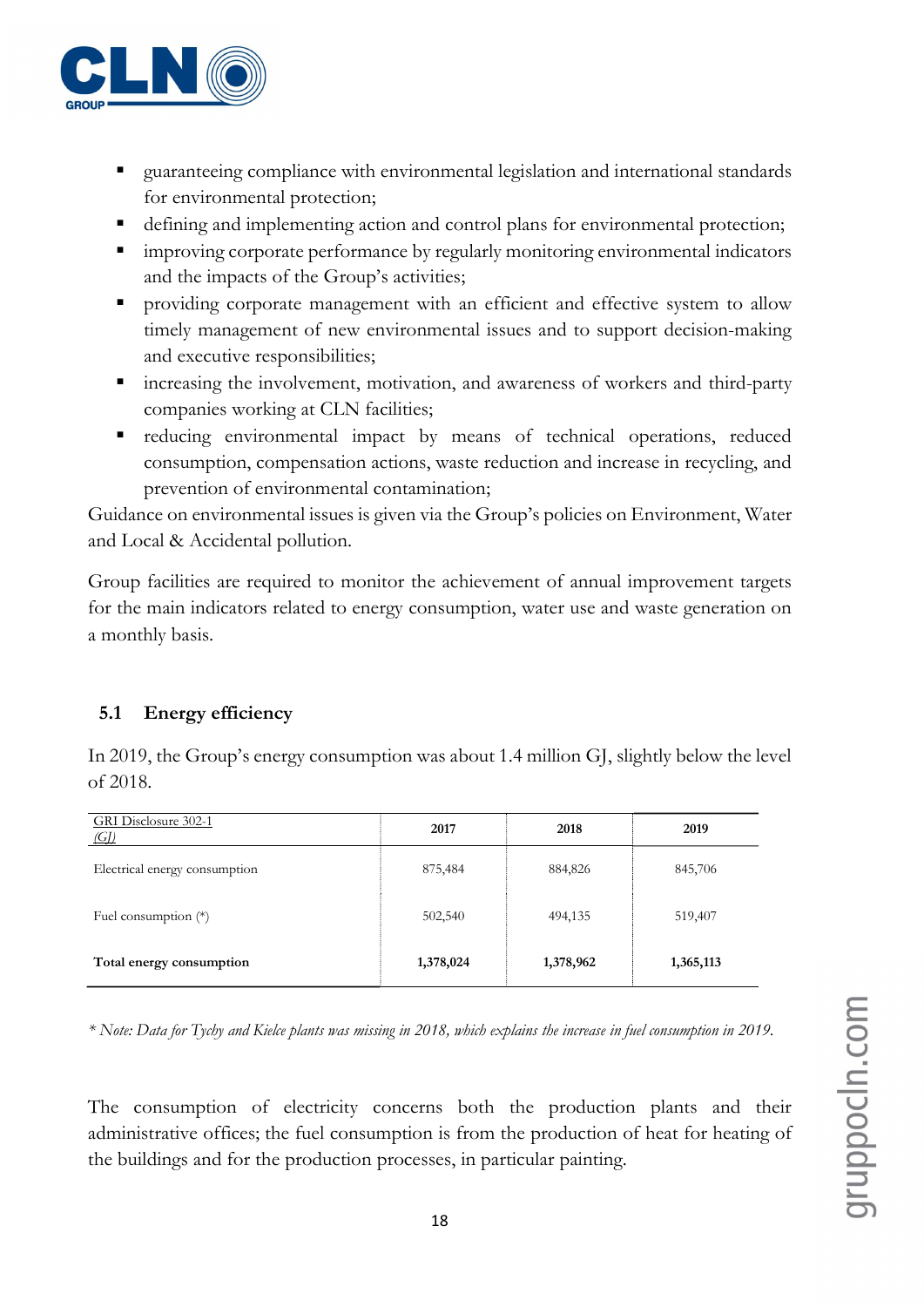- guaranteeing compliance with environmental legislation and international standards for environmental protection;
- defining and implementing action and control plans for environmental protection;
- improving corporate performance by regularly monitoring environmental indicators and the impacts of the Group's activities;
- providing corporate management with an efficient and effective system to allow timely management of new environmental issues and to support decision-making and executive responsibilities;
- increasing the involvement, motivation, and awareness of workers and third-party companies working at CLN facilities;
- reducing environmental impact by means of technical operations, reduced consumption, compensation actions, waste reduction and increase in recycling, and prevention of environmental contamination;

Guidance on environmental issues is given via the Group's policies on Environment, Water and Local & Accidental pollution.

Group facilities are required to monitor the achievement of annual improvement targets for the main indicators related to energy consumption, water use and waste generation on a monthly basis.

## 5.1 Energy efficiency

In 2019, the Group's energy consumption was about 1.4 million GJ, slightly below the level of 2018.

| GRI Disclosure 302-1 (GJ) | 2017 | 2018 | 2019 |
|---|---|---|---|
| Electrical energy consumption | 875,484 | 884,826 | 845,706 |
| Fuel consumption (*) | 502,540 | 494,135 | 519,407 |
| **Total energy consumption** | **1,378,024** | **1,378,962** | **1,365,113** |

*\* Note: Data for Tychy and Kielce plants was missing in 2018, which explains the increase in fuel consumption in 2019.*

The consumption of electricity concerns both the production plants and their administrative offices; the fuel consumption is from the production of heat for heating of the buildings and for the production processes, in particular painting.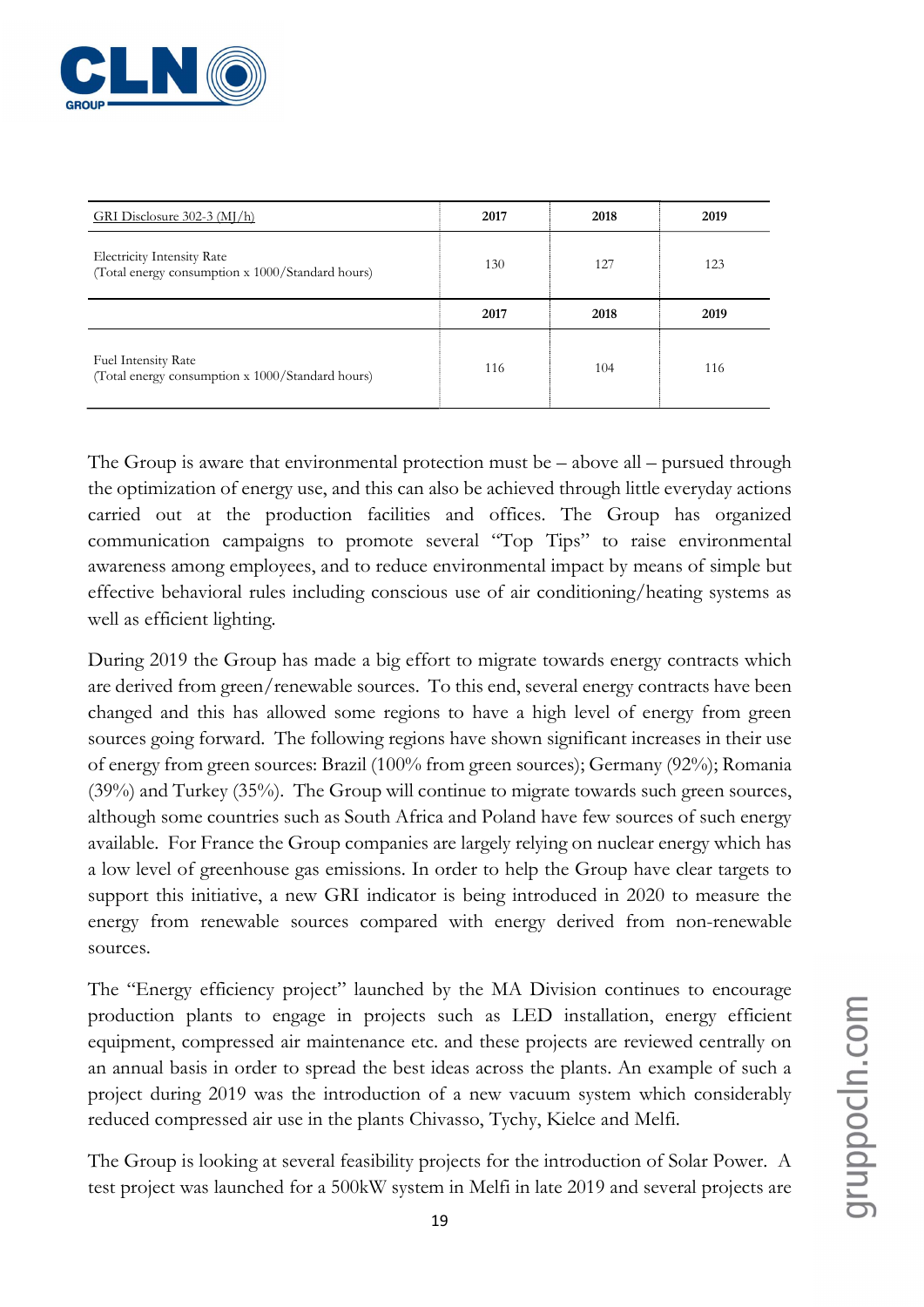| GRI Disclosure 302-3 (MJ/h) | 2017 | 2018 | 2019 |
|---|---|---|---|
| Electricity Intensity Rate<br>(Total energy consumption x 1000/Standard hours) | 130 | 127 | 123 |
| | **2017** | **2018** | **2019** |
| Fuel Intensity Rate<br>(Total energy consumption x 1000/Standard hours) | 116 | 104 | 116 |

The Group is aware that environmental protection must be – above all – pursued through the optimization of energy use, and this can also be achieved through little everyday actions carried out at the production facilities and offices. The Group has organized communication campaigns to promote several "Top Tips" to raise environmental awareness among employees, and to reduce environmental impact by means of simple but effective behavioral rules including conscious use of air conditioning/heating systems as well as efficient lighting.

During 2019 the Group has made a big effort to migrate towards energy contracts which are derived from green/renewable sources. To this end, several energy contracts have been changed and this has allowed some regions to have a high level of energy from green sources going forward. The following regions have shown significant increases in their use of energy from green sources: Brazil (100% from green sources); Germany (92%); Romania (39%) and Turkey (35%). The Group will continue to migrate towards such green sources, although some countries such as South Africa and Poland have few sources of such energy available. For France the Group companies are largely relying on nuclear energy which has a low level of greenhouse gas emissions. In order to help the Group have clear targets to support this initiative, a new GRI indicator is being introduced in 2020 to measure the energy from renewable sources compared with energy derived from non-renewable sources.

The "Energy efficiency project" launched by the MA Division continues to encourage production plants to engage in projects such as LED installation, energy efficient equipment, compressed air maintenance etc. and these projects are reviewed centrally on an annual basis in order to spread the best ideas across the plants. An example of such a project during 2019 was the introduction of a new vacuum system which considerably reduced compressed air use in the plants Chivasso, Tychy, Kielce and Melfi.

The Group is looking at several feasibility projects for the introduction of Solar Power. A test project was launched for a 500kW system in Melfi in late 2019 and several projects are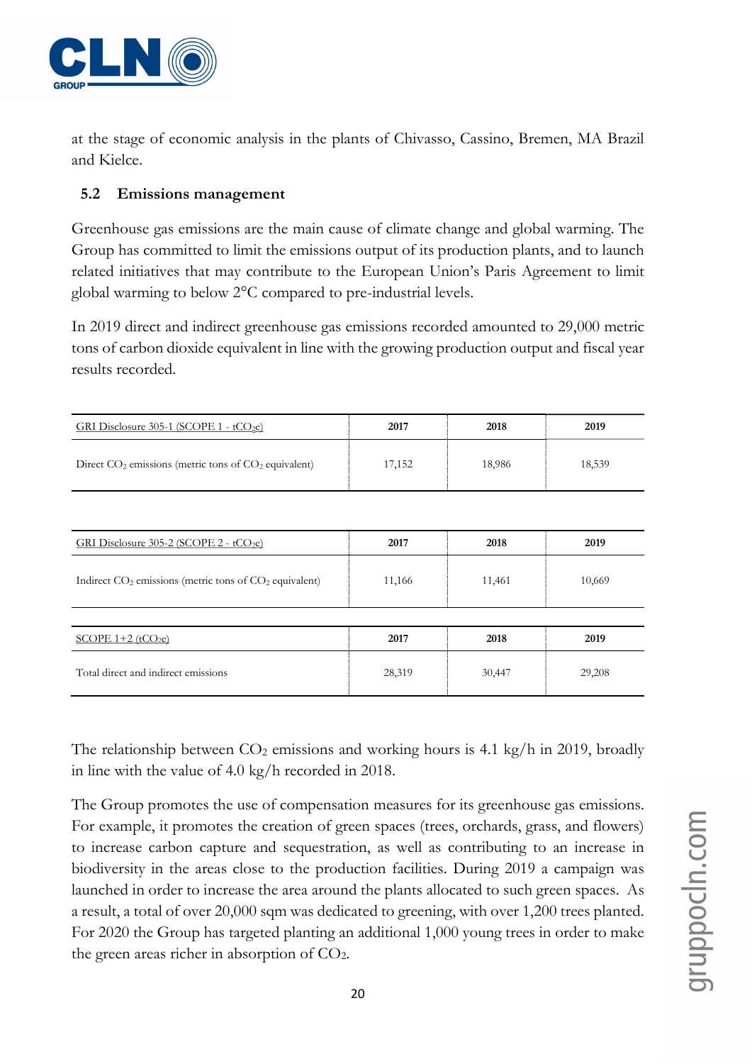at the stage of economic analysis in the plants of Chivasso, Cassino, Bremen, MA Brazil and Kielce.

## 5.2 Emissions management

Greenhouse gas emissions are the main cause of climate change and global warming. The Group has committed to limit the emissions output of its production plants, and to launch related initiatives that may contribute to the European Union's Paris Agreement to limit global warming to below 2°C compared to pre-industrial levels.

In 2019 direct and indirect greenhouse gas emissions recorded amounted to 29,000 metric tons of carbon dioxide equivalent in line with the growing production output and fiscal year results recorded.

| GRI Disclosure 305-1 (SCOPE 1 - $tCO_{2}e$) | 2017 | 2018 | 2019 |
|---|---|---|---|
| Direct $CO_2$ emissions (metric tons of $CO_2$ equivalent) | 17,152 | 18,986 | 18,539 |

| GRI Disclosure 305-2 (SCOPE 2 - $tCO_{2}e$) | 2017 | 2018 | 2019 |
|---|---|---|---|
| Indirect $CO_2$ emissions (metric tons of $CO_2$ equivalent) | 11,166 | 11,461 | 10,669 |

| SCOPE 1+2 ($tCO_{2}e$) | 2017 | 2018 | 2019 |
|---|---|---|---|
| Total direct and indirect emissions | 28,319 | 30,447 | 29,208 |

The relationship between $CO_2$ emissions and working hours is 4.1 kg/h in 2019, broadly in line with the value of 4.0 kg/h recorded in 2018.

The Group promotes the use of compensation measures for its greenhouse gas emissions. For example, it promotes the creation of green spaces (trees, orchards, grass, and flowers) to increase carbon capture and sequestration, as well as contributing to an increase in biodiversity in the areas close to the production facilities. During 2019 a campaign was launched in order to increase the area around the plants allocated to such green spaces. As a result, a total of over 20,000 sqm was dedicated to greening, with over 1,200 trees planted. For 2020 the Group has targeted planting an additional 1,000 young trees in order to make the green areas richer in absorption of $CO_2$.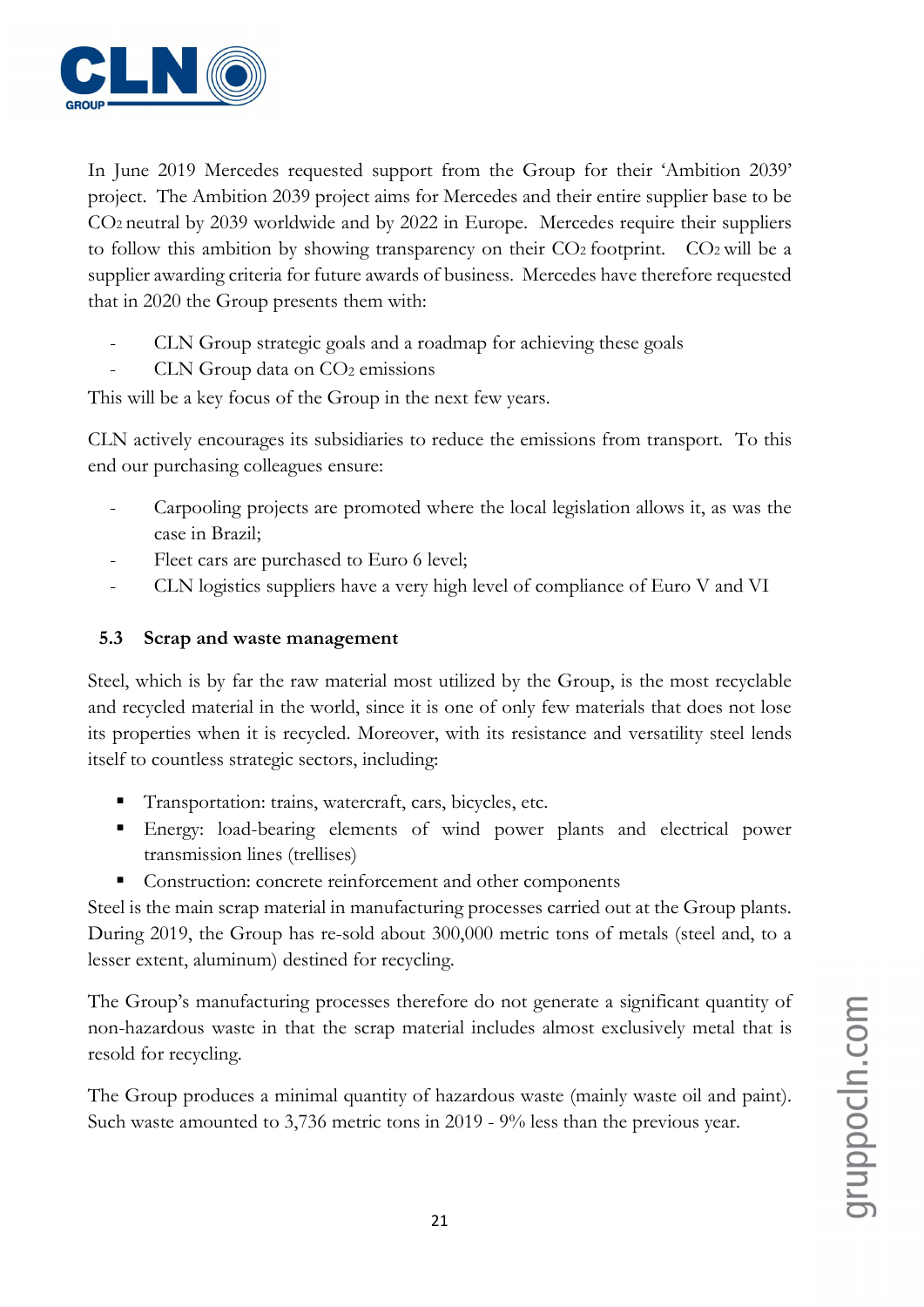In June 2019 Mercedes requested support from the Group for their 'Ambition 2039' project. The Ambition 2039 project aims for Mercedes and their entire supplier base to be $CO_2$ neutral by 2039 worldwide and by 2022 in Europe. Mercedes require their suppliers to follow this ambition by showing transparency on their $CO_2$ footprint. $CO_2$ will be a supplier awarding criteria for future awards of business. Mercedes have therefore requested that in 2020 the Group presents them with:

- CLN Group strategic goals and a roadmap for achieving these goals
- CLN Group data on $CO_2$ emissions

This will be a key focus of the Group in the next few years.

CLN actively encourages its subsidiaries to reduce the emissions from transport. To this end our purchasing colleagues ensure:

- Carpooling projects are promoted where the local legislation allows it, as was the case in Brazil;
- Fleet cars are purchased to Euro 6 level;
- CLN logistics suppliers have a very high level of compliance of Euro V and VI

### 5.3 Scrap and waste management

Steel, which is by far the raw material most utilized by the Group, is the most recyclable and recycled material in the world, since it is one of only few materials that does not lose its properties when it is recycled. Moreover, with its resistance and versatility steel lends itself to countless strategic sectors, including:

- Transportation: trains, watercraft, cars, bicycles, etc.
- Energy: load-bearing elements of wind power plants and electrical power transmission lines (trellises)
- Construction: concrete reinforcement and other components

Steel is the main scrap material in manufacturing processes carried out at the Group plants. During 2019, the Group has re-sold about 300,000 metric tons of metals (steel and, to a lesser extent, aluminum) destined for recycling.

The Group's manufacturing processes therefore do not generate a significant quantity of non-hazardous waste in that the scrap material includes almost exclusively metal that is resold for recycling.

The Group produces a minimal quantity of hazardous waste (mainly waste oil and paint). Such waste amounted to 3,736 metric tons in 2019 - 9% less than the previous year.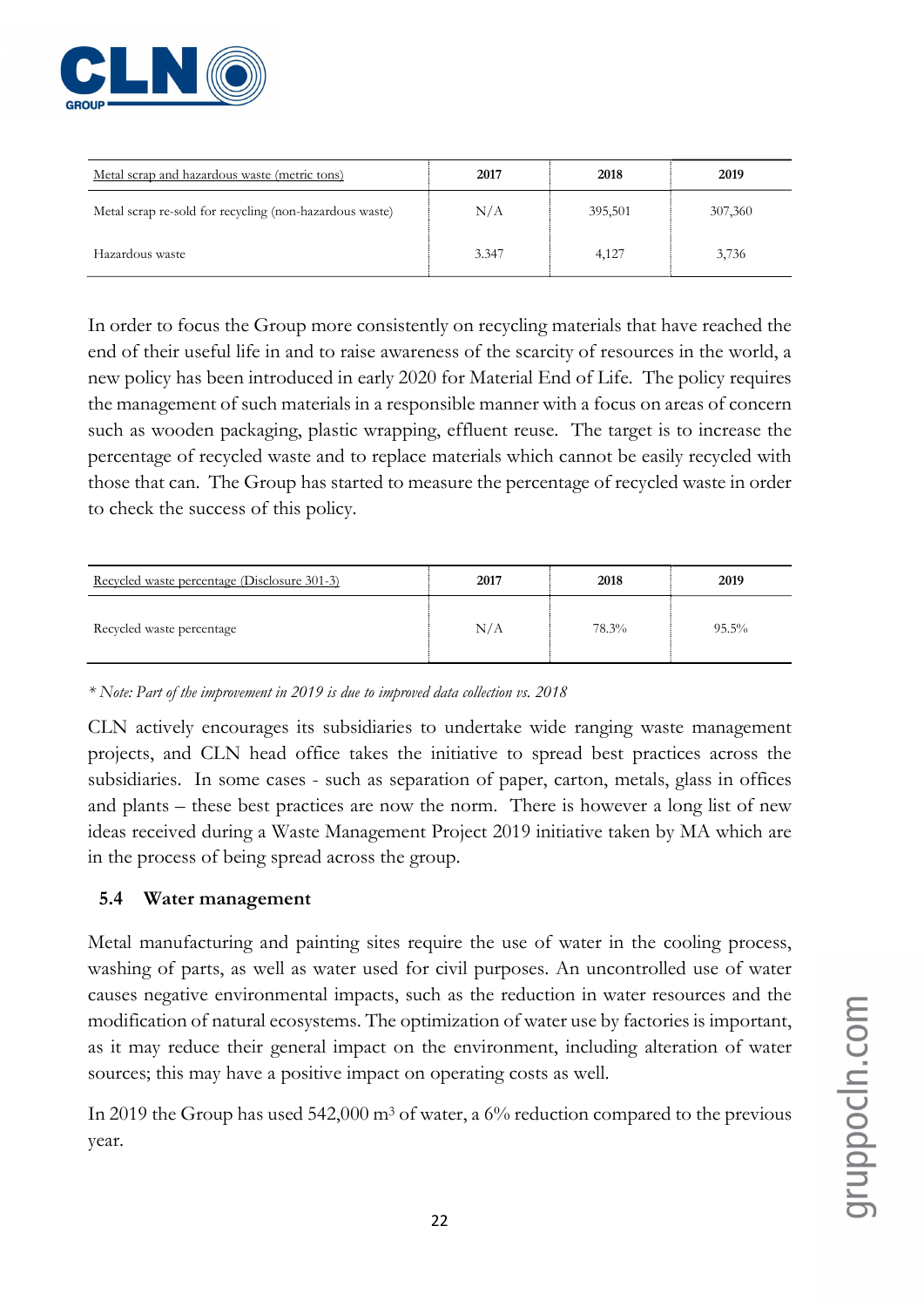| Metal scrap and hazardous waste (metric tons) | 2017 | 2018 | 2019 |
|---|---|---|---|
| Metal scrap re-sold for recycling (non-hazardous waste) | N/A | 395,501 | 307,360 |
| Hazardous waste | 3.347 | 4,127 | 3,736 |

In order to focus the Group more consistently on recycling materials that have reached the end of their useful life in and to raise awareness of the scarcity of resources in the world, a new policy has been introduced in early 2020 for Material End of Life. The policy requires the management of such materials in a responsible manner with a focus on areas of concern such as wooden packaging, plastic wrapping, effluent reuse. The target is to increase the percentage of recycled waste and to replace materials which cannot be easily recycled with those that can. The Group has started to measure the percentage of recycled waste in order to check the success of this policy.

| Recycled waste percentage (Disclosure 301-3) | 2017 | 2018 | 2019 |
|---|---|---|---|
| Recycled waste percentage | N/A | 78.3% | 95.5% |

*\* Note: Part of the improvement in 2019 is due to improved data collection vs. 2018*

CLN actively encourages its subsidiaries to undertake wide ranging waste management projects, and CLN head office takes the initiative to spread best practices across the subsidiaries. In some cases - such as separation of paper, carton, metals, glass in offices and plants – these best practices are now the norm. There is however a long list of new ideas received during a Waste Management Project 2019 initiative taken by MA which are in the process of being spread across the group.

### 5.4 Water management

Metal manufacturing and painting sites require the use of water in the cooling process, washing of parts, as well as water used for civil purposes. An uncontrolled use of water causes negative environmental impacts, such as the reduction in water resources and the modification of natural ecosystems. The optimization of water use by factories is important, as it may reduce their general impact on the environment, including alteration of water sources; this may have a positive impact on operating costs as well.

In 2019 the Group has used 542,000 $m^3$ of water, a 6% reduction compared to the previous year.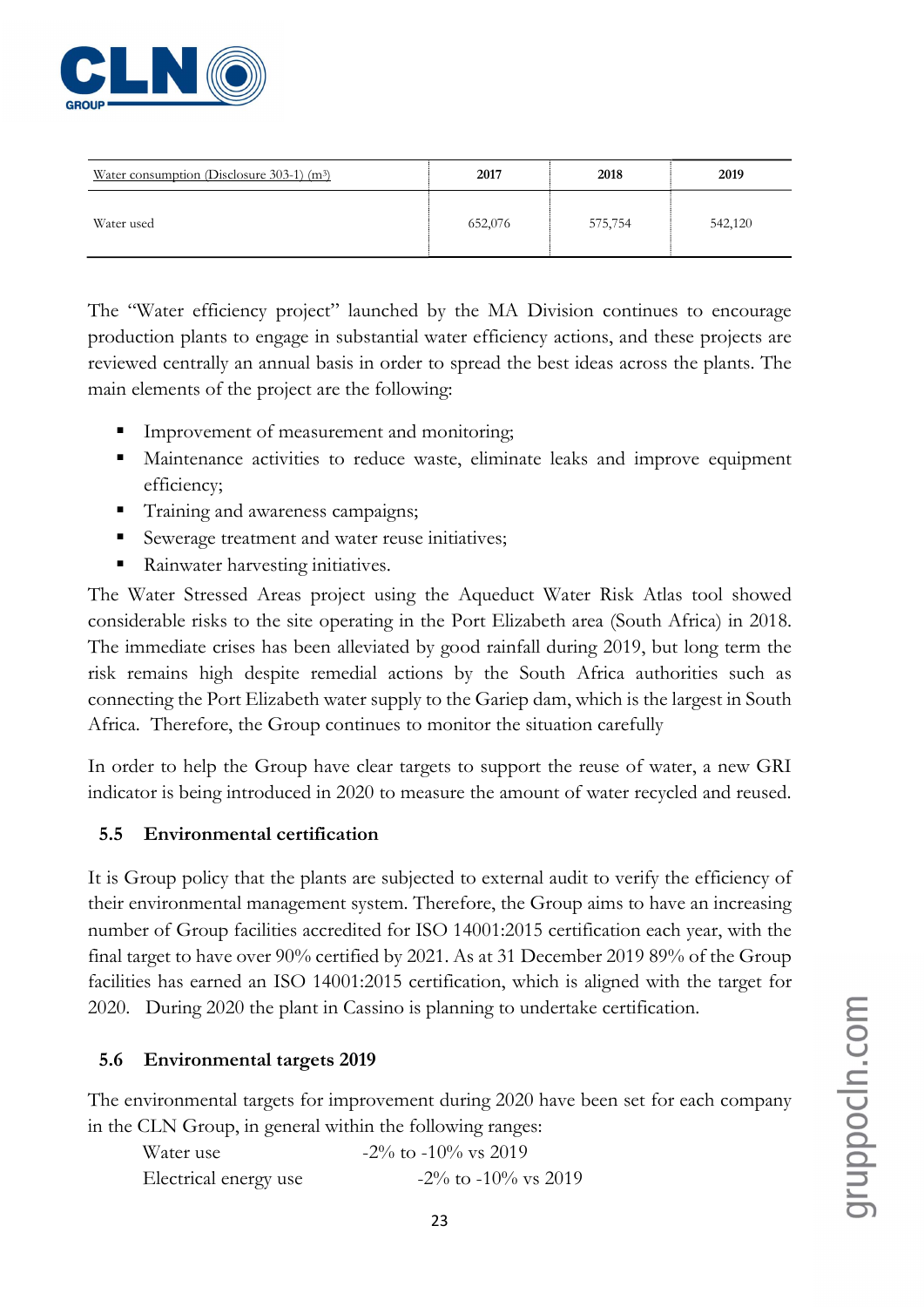| Water consumption (Disclosure 303-1) (m$^3$) | 2017 | 2018 | 2019 |
|---|---|---|---|
| Water used | 652,076 | 575,754 | 542,120 |

The "Water efficiency project" launched by the MA Division continues to encourage production plants to engage in substantial water efficiency actions, and these projects are reviewed centrally an annual basis in order to spread the best ideas across the plants. The main elements of the project are the following:

- Improvement of measurement and monitoring;
- Maintenance activities to reduce waste, eliminate leaks and improve equipment efficiency;
- Training and awareness campaigns;
- Sewerage treatment and water reuse initiatives;
- Rainwater harvesting initiatives.

The Water Stressed Areas project using the Aqueduct Water Risk Atlas tool showed considerable risks to the site operating in the Port Elizabeth area (South Africa) in 2018. The immediate crises has been alleviated by good rainfall during 2019, but long term the risk remains high despite remedial actions by the South Africa authorities such as connecting the Port Elizabeth water supply to the Gariep dam, which is the largest in South Africa. Therefore, the Group continues to monitor the situation carefully

In order to help the Group have clear targets to support the reuse of water, a new GRI indicator is being introduced in 2020 to measure the amount of water recycled and reused.

## 5.5 Environmental certification

It is Group policy that the plants are subjected to external audit to verify the efficiency of their environmental management system. Therefore, the Group aims to have an increasing number of Group facilities accredited for ISO 14001:2015 certification each year, with the final target to have over 90% certified by 2021. As at 31 December 2019 89% of the Group facilities has earned an ISO 14001:2015 certification, which is aligned with the target for 2020. During 2020 the plant in Cassino is planning to undertake certification.

## 5.6 Environmental targets 2019

The environmental targets for improvement during 2020 have been set for each company in the CLN Group, in general within the following ranges:

Water use -2% to -10% vs 2019

Electrical energy use -2% to -10% vs 2019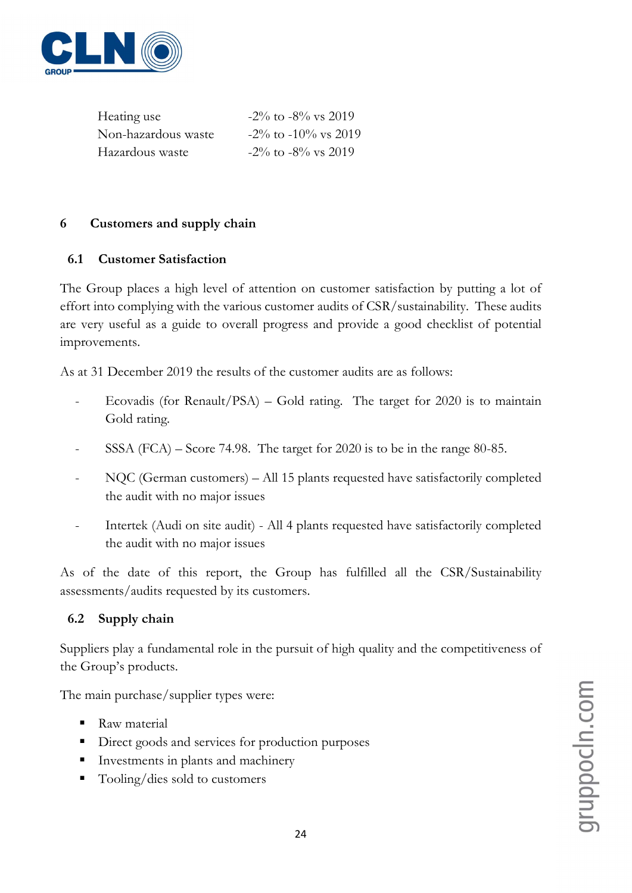| | |
|---|---|
| Heating use | -2% to -8% vs 2019 |
| Non-hazardous waste | -2% to -10% vs 2019 |
| Hazardous waste | -2% to -8% vs 2019 |

# 6 Customers and supply chain

## 6.1 Customer Satisfaction

The Group places a high level of attention on customer satisfaction by putting a lot of effort into complying with the various customer audits of CSR/sustainability. These audits are very useful as a guide to overall progress and provide a good checklist of potential improvements.

As at 31 December 2019 the results of the customer audits are as follows:

- Ecovadis (for Renault/PSA) – Gold rating. The target for 2020 is to maintain Gold rating.
- SSSA (FCA) – Score 74.98. The target for 2020 is to be in the range 80-85.
- NQC (German customers) – All 15 plants requested have satisfactorily completed the audit with no major issues
- Intertek (Audi on site audit) - All 4 plants requested have satisfactorily completed the audit with no major issues

As of the date of this report, the Group has fulfilled all the CSR/Sustainability assessments/audits requested by its customers.

## 6.2 Supply chain

Suppliers play a fundamental role in the pursuit of high quality and the competitiveness of the Group's products.

The main purchase/supplier types were:

- Raw material
- Direct goods and services for production purposes
- Investments in plants and machinery
- Tooling/dies sold to customers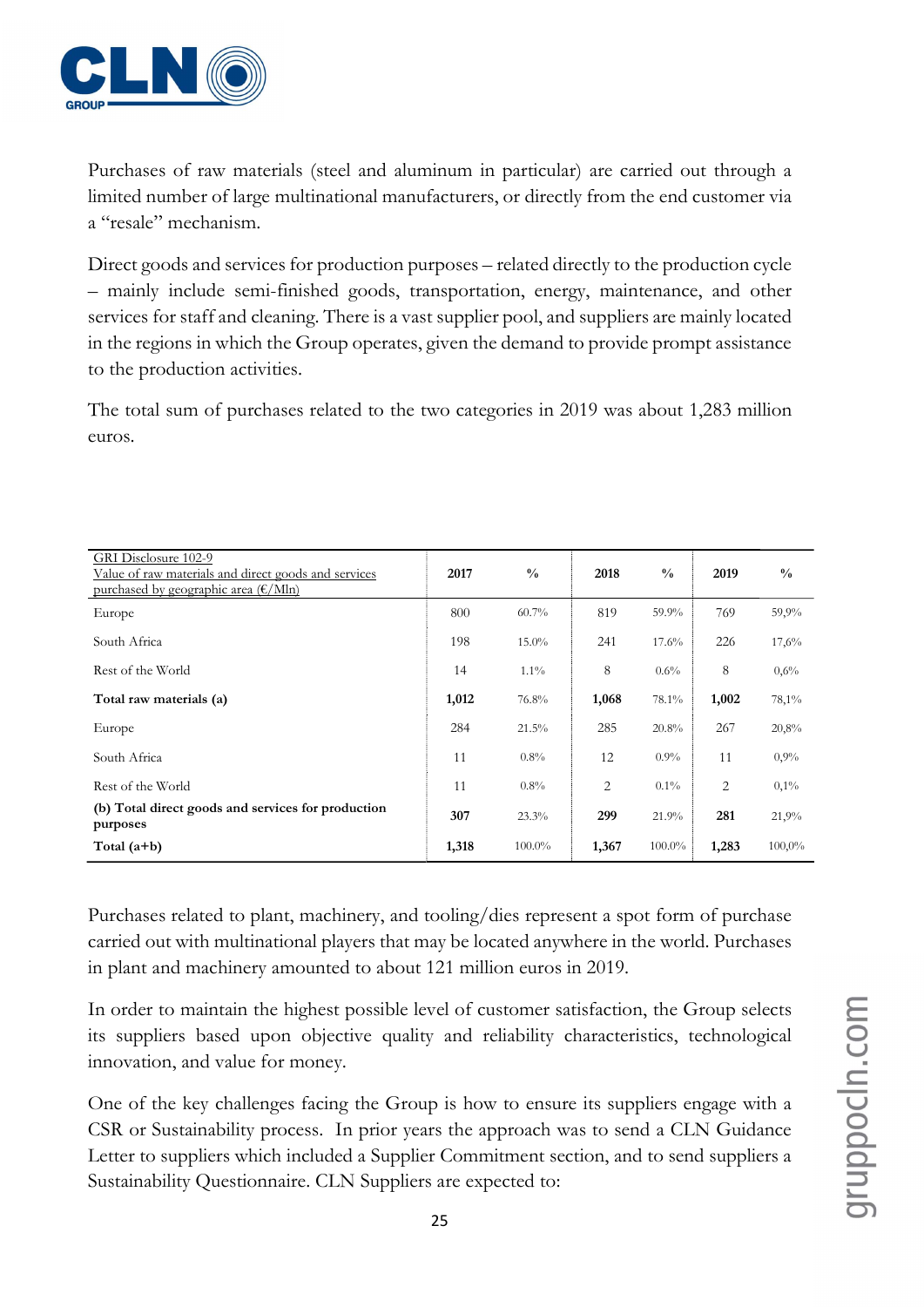Purchases of raw materials (steel and aluminum in particular) are carried out through a limited number of large multinational manufacturers, or directly from the end customer via a "resale" mechanism.

Direct goods and services for production purposes – related directly to the production cycle – mainly include semi-finished goods, transportation, energy, maintenance, and other services for staff and cleaning. There is a vast supplier pool, and suppliers are mainly located in the regions in which the Group operates, given the demand to provide prompt assistance to the production activities.

The total sum of purchases related to the two categories in 2019 was about 1,283 million euros.

| GRI Disclosure 102-9<br>Value of raw materials and direct goods and services purchased by geographic area (€/Mln) | 2017 | % | 2018 | % | 2019 | % |
|---|---|---|---|---|---|---|
| Europe | 800 | 60.7% | 819 | 59.9% | 769 | 59,9% |
| South Africa | 198 | 15.0% | 241 | 17.6% | 226 | 17,6% |
| Rest of the World | 14 | 1.1% | 8 | 0.6% | 8 | 0,6% |
| **Total raw materials (a)** | **1,012** | 76.8% | **1,068** | 78.1% | **1,002** | 78,1% |
| Europe | 284 | 21.5% | 285 | 20.8% | 267 | 20,8% |
| South Africa | 11 | 0.8% | 12 | 0.9% | 11 | 0,9% |
| Rest of the World | 11 | 0.8% | 2 | 0.1% | 2 | 0,1% |
| **(b) Total direct goods and services for production purposes** | **307** | 23.3% | **299** | 21.9% | **281** | 21,9% |
| **Total (a+b)** | **1,318** | 100.0% | **1,367** | 100.0% | **1,283** | 100,0% |

Purchases related to plant, machinery, and tooling/dies represent a spot form of purchase carried out with multinational players that may be located anywhere in the world. Purchases in plant and machinery amounted to about 121 million euros in 2019.

In order to maintain the highest possible level of customer satisfaction, the Group selects its suppliers based upon objective quality and reliability characteristics, technological innovation, and value for money.

One of the key challenges facing the Group is how to ensure its suppliers engage with a CSR or Sustainability process. In prior years the approach was to send a CLN Guidance Letter to suppliers which included a Supplier Commitment section, and to send suppliers a Sustainability Questionnaire. CLN Suppliers are expected to: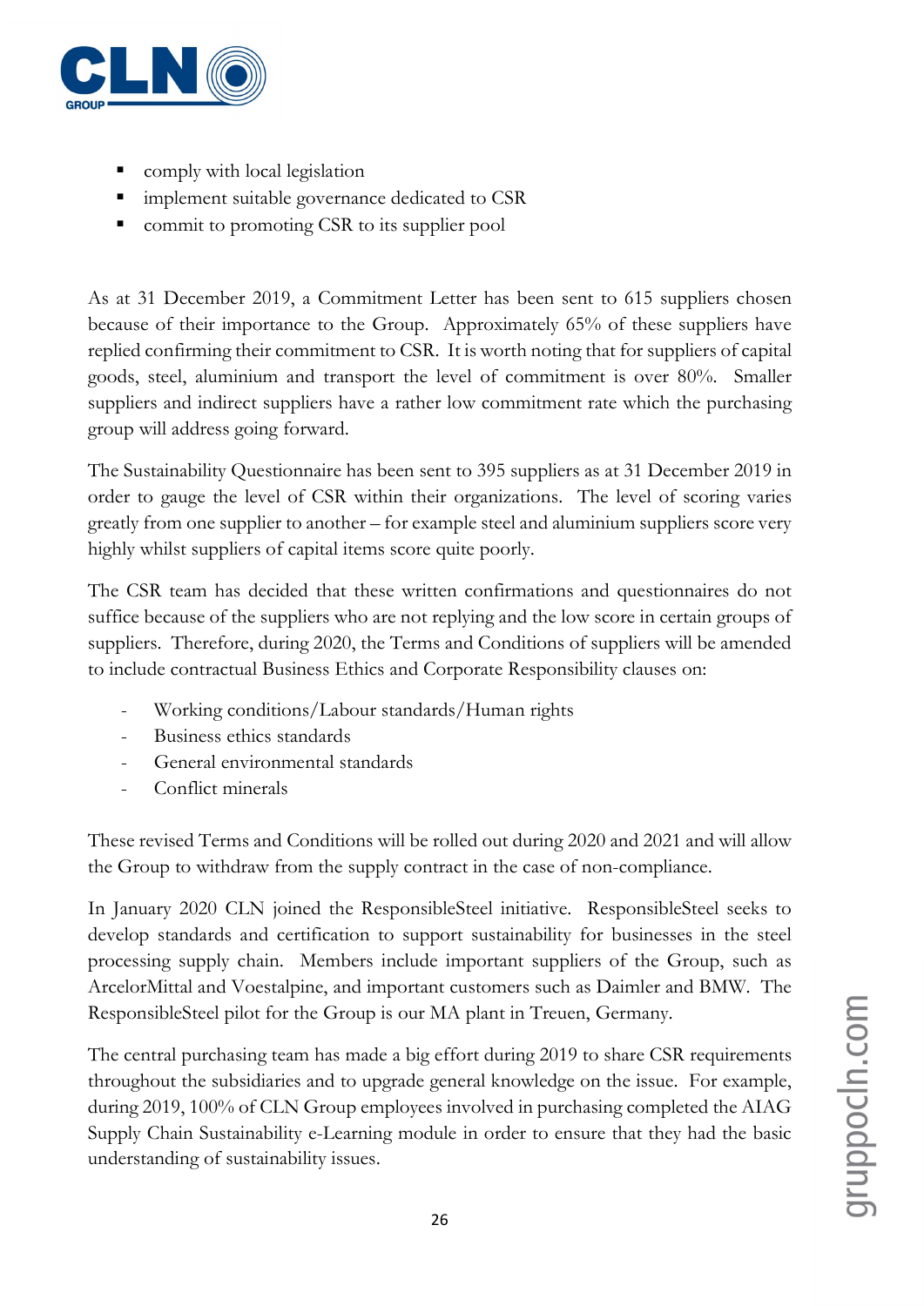- comply with local legislation
- implement suitable governance dedicated to CSR
- commit to promoting CSR to its supplier pool

As at 31 December 2019, a Commitment Letter has been sent to 615 suppliers chosen because of their importance to the Group. Approximately 65% of these suppliers have replied confirming their commitment to CSR. It is worth noting that for suppliers of capital goods, steel, aluminium and transport the level of commitment is over 80%. Smaller suppliers and indirect suppliers have a rather low commitment rate which the purchasing group will address going forward.

The Sustainability Questionnaire has been sent to 395 suppliers as at 31 December 2019 in order to gauge the level of CSR within their organizations. The level of scoring varies greatly from one supplier to another – for example steel and aluminium suppliers score very highly whilst suppliers of capital items score quite poorly.

The CSR team has decided that these written confirmations and questionnaires do not suffice because of the suppliers who are not replying and the low score in certain groups of suppliers. Therefore, during 2020, the Terms and Conditions of suppliers will be amended to include contractual Business Ethics and Corporate Responsibility clauses on:

- Working conditions/Labour standards/Human rights
- Business ethics standards
- General environmental standards
- Conflict minerals

These revised Terms and Conditions will be rolled out during 2020 and 2021 and will allow the Group to withdraw from the supply contract in the case of non-compliance.

In January 2020 CLN joined the ResponsibleSteel initiative. ResponsibleSteel seeks to develop standards and certification to support sustainability for businesses in the steel processing supply chain. Members include important suppliers of the Group, such as ArcelorMittal and Voestalpine, and important customers such as Daimler and BMW. The ResponsibleSteel pilot for the Group is our MA plant in Treuen, Germany.

The central purchasing team has made a big effort during 2019 to share CSR requirements throughout the subsidiaries and to upgrade general knowledge on the issue. For example, during 2019, 100% of CLN Group employees involved in purchasing completed the AIAG Supply Chain Sustainability e-Learning module in order to ensure that they had the basic understanding of sustainability issues.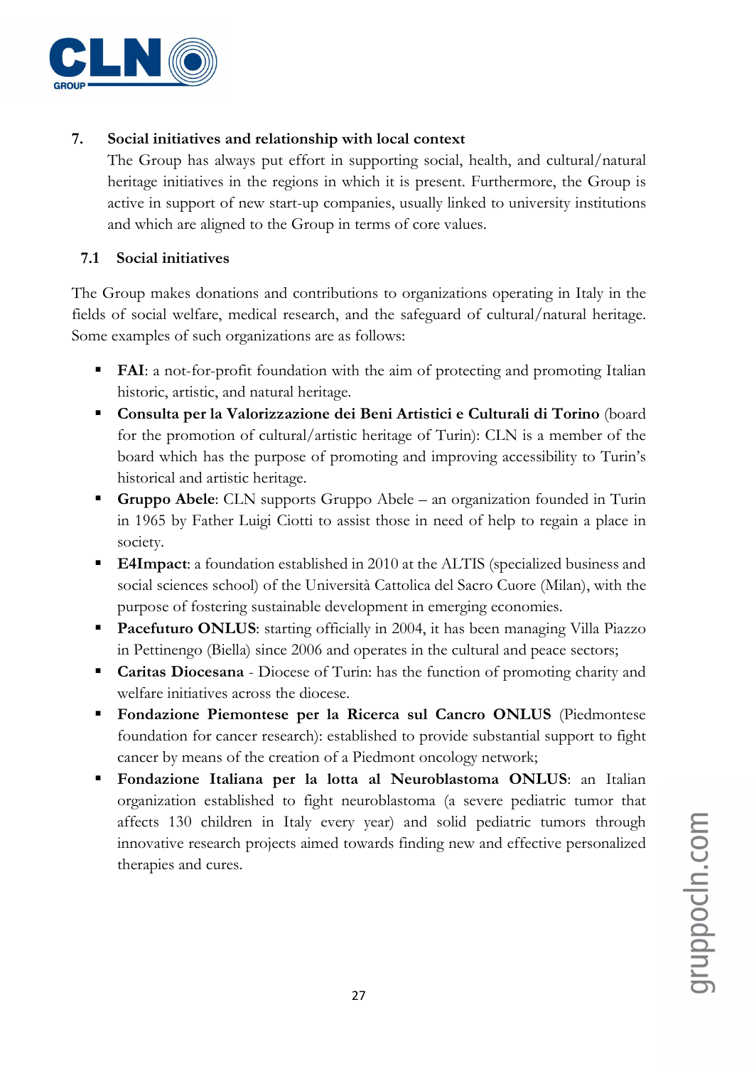## 7. Social initiatives and relationship with local context

The Group has always put effort in supporting social, health, and cultural/natural heritage initiatives in the regions in which it is present. Furthermore, the Group is active in support of new start-up companies, usually linked to university institutions and which are aligned to the Group in terms of core values.

### 7.1 Social initiatives

The Group makes donations and contributions to organizations operating in Italy in the fields of social welfare, medical research, and the safeguard of cultural/natural heritage. Some examples of such organizations are as follows:

- **FAI**: a not-for-profit foundation with the aim of protecting and promoting Italian historic, artistic, and natural heritage.
- **Consulta per la Valorizzazione dei Beni Artistici e Culturali di Torino** (board for the promotion of cultural/artistic heritage of Turin): CLN is a member of the board which has the purpose of promoting and improving accessibility to Turin's historical and artistic heritage.
- **Gruppo Abele**: CLN supports Gruppo Abele – an organization founded in Turin in 1965 by Father Luigi Ciotti to assist those in need of help to regain a place in society.
- **E4Impact**: a foundation established in 2010 at the ALTIS (specialized business and social sciences school) of the Università Cattolica del Sacro Cuore (Milan), with the purpose of fostering sustainable development in emerging economies.
- **Pacefuturo ONLUS**: starting officially in 2004, it has been managing Villa Piazzo in Pettinengo (Biella) since 2006 and operates in the cultural and peace sectors;
- **Caritas Diocesana** - Diocese of Turin: has the function of promoting charity and welfare initiatives across the diocese.
- **Fondazione Piemontese per la Ricerca sul Cancro ONLUS** (Piedmontese foundation for cancer research): established to provide substantial support to fight cancer by means of the creation of a Piedmont oncology network;
- **Fondazione Italiana per la lotta al Neuroblastoma ONLUS**: an Italian organization established to fight neuroblastoma (a severe pediatric tumor that affects 130 children in Italy every year) and solid pediatric tumors through innovative research projects aimed towards finding new and effective personalized therapies and cures.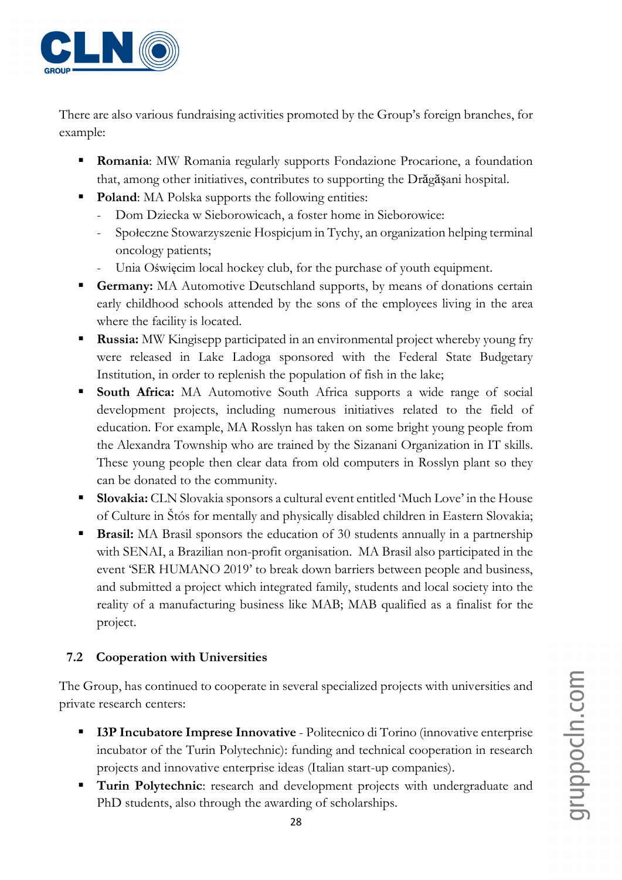There are also various fundraising activities promoted by the Group's foreign branches, for example:

- **Romania**: MW Romania regularly supports Fondazione Procarione, a foundation that, among other initiatives, contributes to supporting the Drăgăşani hospital.
- **Poland**: MA Polska supports the following entities:
  - Dom Dziecka w Sieborowicach, a foster home in Sieborowice:
  - Społeczne Stowarzyszenie Hospicjum in Tychy, an organization helping terminal oncology patients;
  - Unia Oświęcim local hockey club, for the purchase of youth equipment.
- **Germany:** MA Automotive Deutschland supports, by means of donations certain early childhood schools attended by the sons of the employees living in the area where the facility is located.
- **Russia:** MW Kingisepp participated in an environmental project whereby young fry were released in Lake Ladoga sponsored with the Federal State Budgetary Institution, in order to replenish the population of fish in the lake;
- **South Africa:** MA Automotive South Africa supports a wide range of social development projects, including numerous initiatives related to the field of education. For example, MA Rosslyn has taken on some bright young people from the Alexandra Township who are trained by the Sizanani Organization in IT skills. These young people then clear data from old computers in Rosslyn plant so they can be donated to the community.
- **Slovakia:** CLN Slovakia sponsors a cultural event entitled 'Much Love' in the House of Culture in Štós for mentally and physically disabled children in Eastern Slovakia;
- **Brasil:** MA Brasil sponsors the education of 30 students annually in a partnership with SENAI, a Brazilian non-profit organisation. MA Brasil also participated in the event 'SER HUMANO 2019' to break down barriers between people and business, and submitted a project which integrated family, students and local society into the reality of a manufacturing business like MAB; MAB qualified as a finalist for the project.

## 7.2 Cooperation with Universities

The Group, has continued to cooperate in several specialized projects with universities and private research centers:

- **I3P Incubatore Imprese Innovative** - Politecnico di Torino (innovative enterprise incubator of the Turin Polytechnic): funding and technical cooperation in research projects and innovative enterprise ideas (Italian start-up companies).
- **Turin Polytechnic**: research and development projects with undergraduate and PhD students, also through the awarding of scholarships.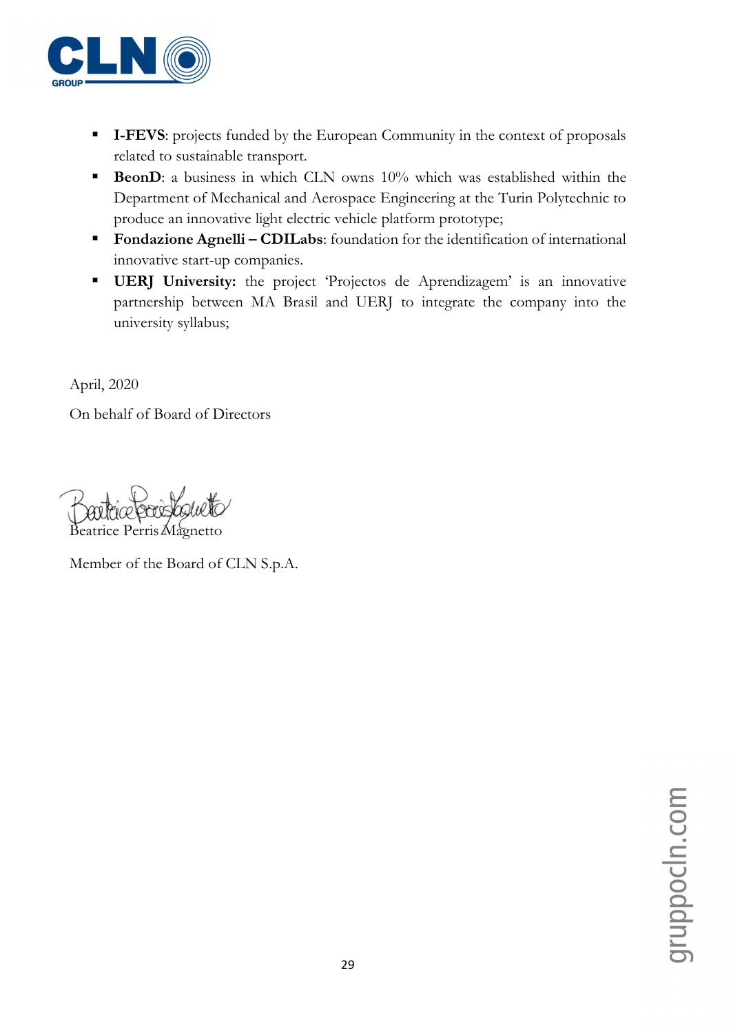- **I-FEVS**: projects funded by the European Community in the context of proposals related to sustainable transport.
- **BeonD**: a business in which CLN owns 10% which was established within the Department of Mechanical and Aerospace Engineering at the Turin Polytechnic to produce an innovative light electric vehicle platform prototype;
- **Fondazione Agnelli – CDILabs**: foundation for the identification of international innovative start-up companies.
- **UERJ University:** the project 'Projectos de Aprendizagem' is an innovative partnership between MA Brasil and UERJ to integrate the company into the university syllabus;

April, 2020

On behalf of Board of Directors

Beatrice Perris Magnetto

Member of the Board of CLN S.p.A.